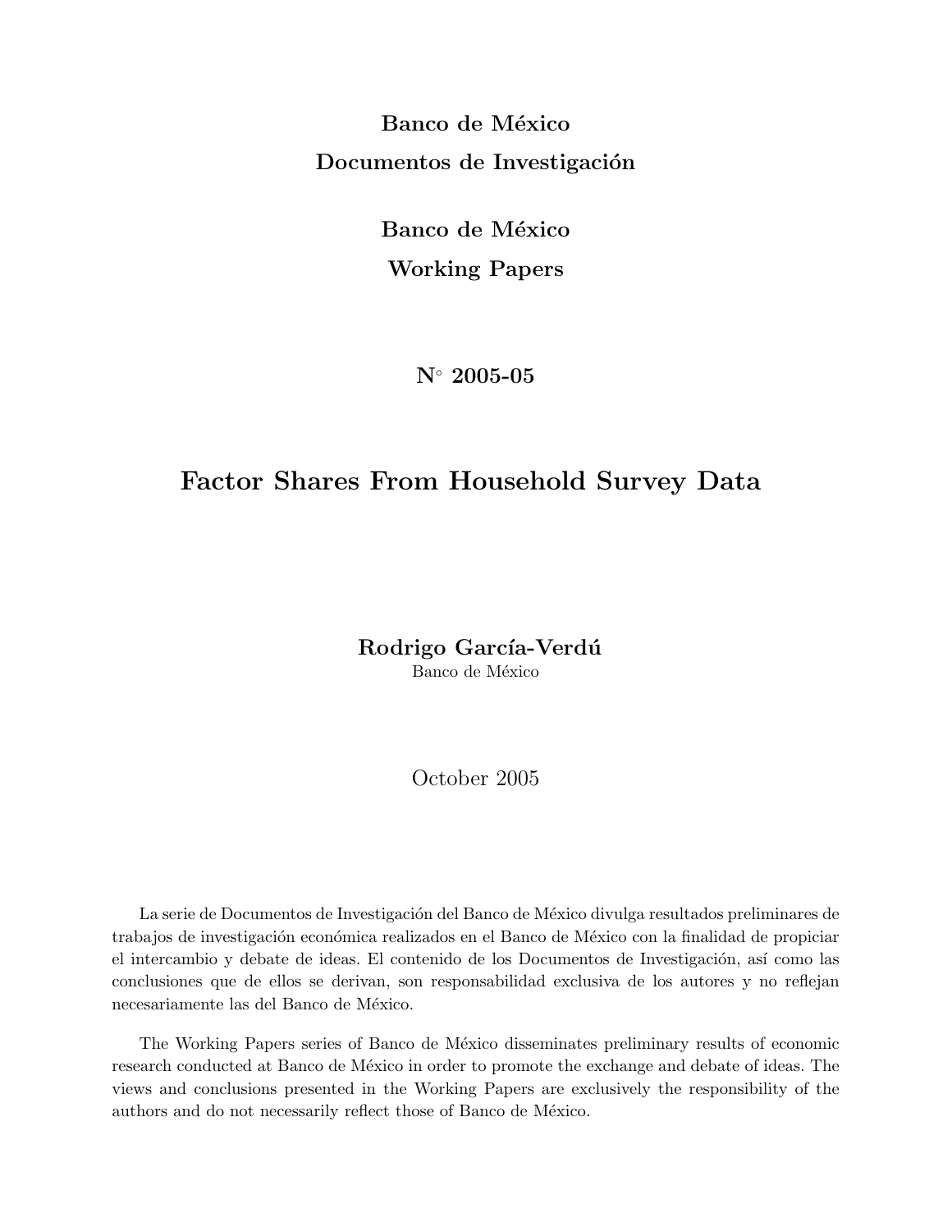**Banco de México**

**Documentos de Investigación**

**Banco de México**

**Working Papers**

**N° 2005-05**

# Factor Shares From Household Survey Data

**Rodrigo García-Verdú**

Banco de México

October 2005

La serie de Documentos de Investigación del Banco de México divulga resultados preliminares de trabajos de investigación económica realizados en el Banco de México con la finalidad de propiciar el intercambio y debate de ideas. El contenido de los Documentos de Investigación, así como las conclusiones que de ellos se derivan, son responsabilidad exclusiva de los autores y no reflejan necesariamente las del Banco de México.

The Working Papers series of Banco de México disseminates preliminary results of economic research conducted at Banco de México in order to promote the exchange and debate of ideas. The views and conclusions presented in the Working Papers are exclusively the responsibility of the authors and do not necessarily reflect those of Banco de México.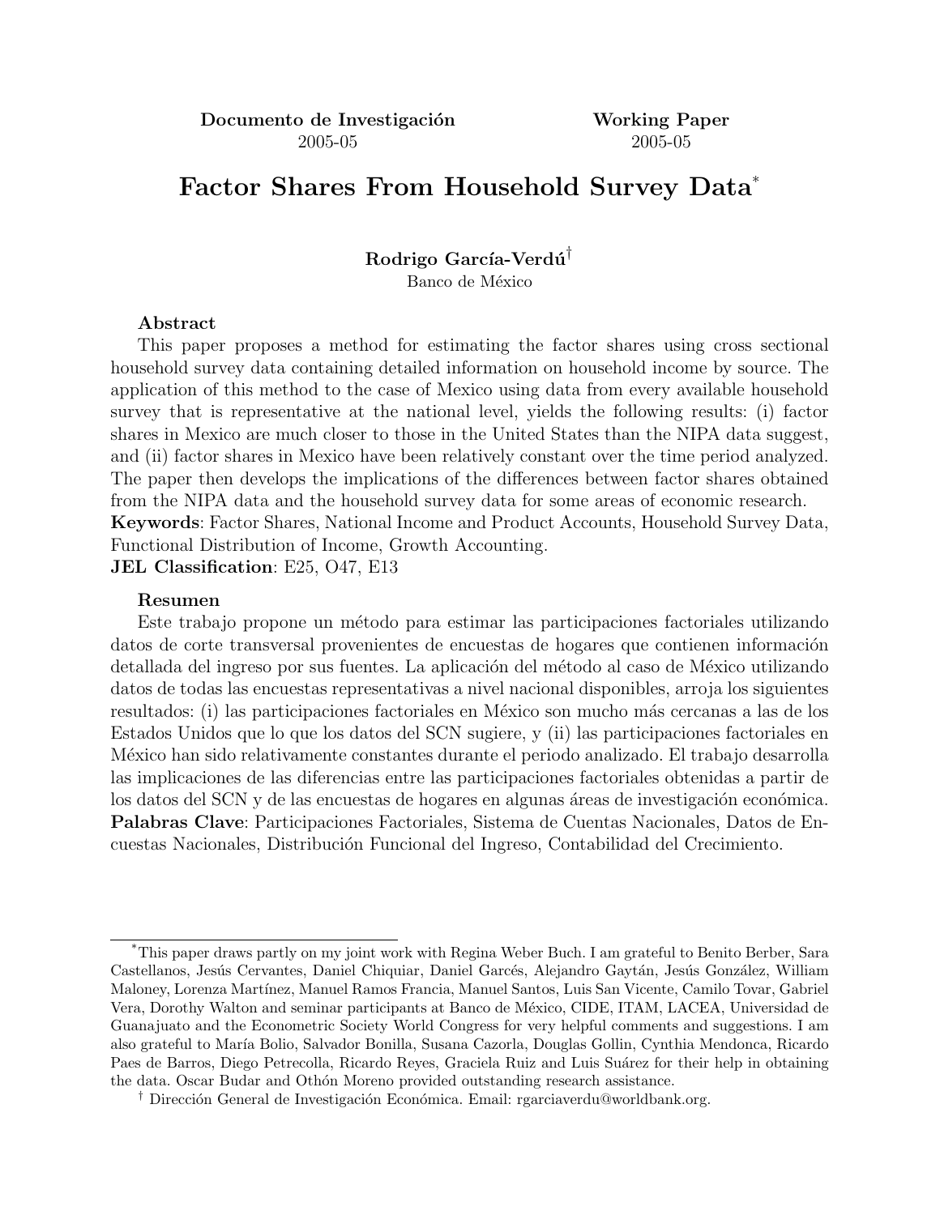**Documento de Investigación** 2005-05

**Working Paper** 2005-05

# Factor Shares From Household Survey Data*

**Rodrigo García-Verdú**†

Banco de México

**Abstract**

This paper proposes a method for estimating the factor shares using cross sectional household survey data containing detailed information on household income by source. The application of this method to the case of Mexico using data from every available household survey that is representative at the national level, yields the following results: (i) factor shares in Mexico are much closer to those in the United States than the NIPA data suggest, and (ii) factor shares in Mexico have been relatively constant over the time period analyzed. The paper then develops the implications of the differences between factor shares obtained from the NIPA data and the household survey data for some areas of economic research.

**Keywords**: Factor Shares, National Income and Product Accounts, Household Survey Data, Functional Distribution of Income, Growth Accounting.

**JEL Classification**: E25, O47, E13

**Resumen**

Este trabajo propone un método para estimar las participaciones factoriales utilizando datos de corte transversal provenientes de encuestas de hogares que contienen información detallada del ingreso por sus fuentes. La aplicación del método al caso de México utilizando datos de todas las encuestas representativas a nivel nacional disponibles, arroja los siguientes resultados: (i) las participaciones factoriales en México son mucho más cercanas a las de los Estados Unidos que lo que los datos del SCN sugiere, y (ii) las participaciones factoriales en México han sido relativamente constantes durante el periodo analizado. El trabajo desarrolla las implicaciones de las diferencias entre las participaciones factoriales obtenidas a partir de los datos del SCN y de las encuestas de hogares en algunas áreas de investigación económica.

**Palabras Clave**: Participaciones Factoriales, Sistema de Cuentas Nacionales, Datos de Encuestas Nacionales, Distribución Funcional del Ingreso, Contabilidad del Crecimiento.

---

*This paper draws partly on my joint work with Regina Weber Buch. I am grateful to Benito Berber, Sara Castellanos, Jesús Cervantes, Daniel Chiquiar, Daniel Garcés, Alejandro Gaytán, Jesús González, William Maloney, Lorenza Martínez, Manuel Ramos Francia, Manuel Santos, Luis San Vicente, Camilo Tovar, Gabriel Vera, Dorothy Walton and seminar participants at Banco de México, CIDE, ITAM, LACEA, Universidad de Guanajuato and the Econometric Society World Congress for very helpful comments and suggestions. I am also grateful to María Bolio, Salvador Bonilla, Susana Cazorla, Douglas Gollin, Cynthia Mendonca, Ricardo Paes de Barros, Diego Petrecolla, Ricardo Reyes, Graciela Ruiz and Luis Suárez for their help in obtaining the data. Oscar Budar and Othón Moreno provided outstanding research assistance.

† Dirección General de Investigación Económica. Email: rgarciaverdu@worldbank.org.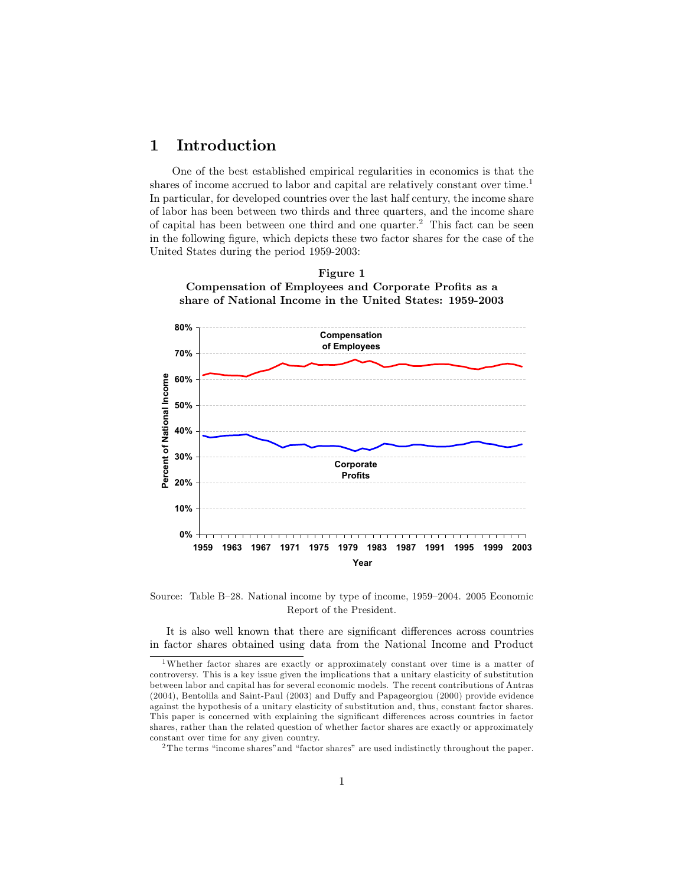# 1 Introduction

One of the best established empirical regularities in economics is that the shares of income accrued to labor and capital are relatively constant over time.[1] In particular, for developed countries over the last half century, the income share of labor has been between two thirds and three quarters, and the income share of capital has been between one third and one quarter.[2] This fact can be seen in the following figure, which depicts these two factor shares for the case of the United States during the period 1959-2003:

**Figure 1**
**Compensation of Employees and Corporate Profits as a share of National Income in the United States: 1959-2003**

Source: Table B–28. National income by type of income, 1959–2004. 2005 Economic Report of the President.

It is also well known that there are significant differences across countries in factor shares obtained using data from the National Income and Product

---

[1] Whether factor shares are exactly or approximately constant over time is a matter of controversy. This is a key issue given the implications that a unitary elasticity of substitution between labor and capital has for several economic models. The recent contributions of Antras (2004), Bentolila and Saint-Paul (2003) and Duffy and Papageorgiou (2000) provide evidence against the hypothesis of a unitary elasticity of substitution and, thus, constant factor shares. This paper is concerned with explaining the significant differences across countries in factor shares, rather than the related question of whether factor shares are exactly or approximately constant over time for any given country.

[2] The terms "income shares"and "factor shares" are used indistinctly throughout the paper.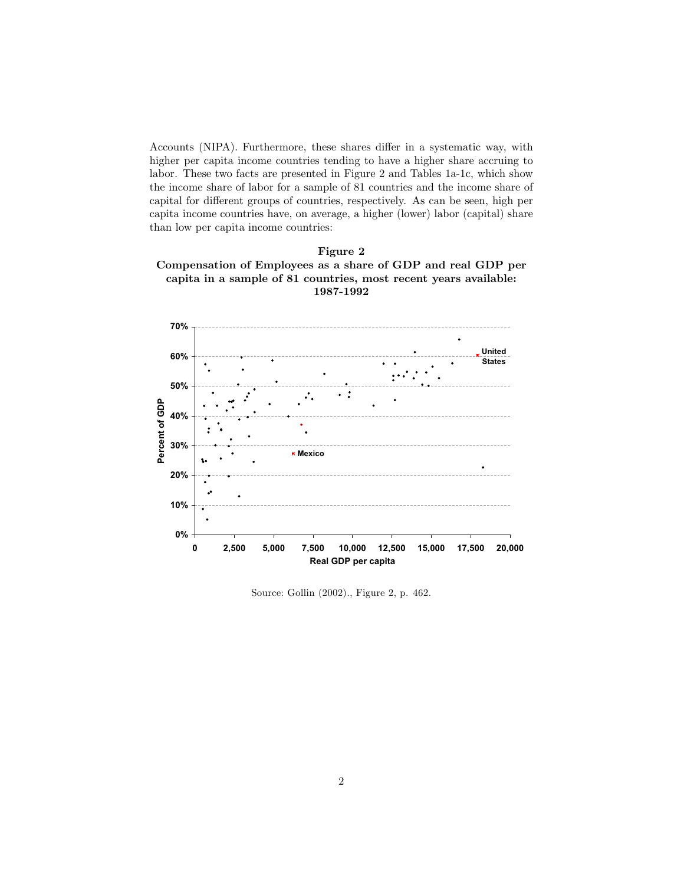Accounts (NIPA). Furthermore, these shares differ in a systematic way, with higher per capita income countries tending to have a higher share accruing to labor. These two facts are presented in Figure 2 and Tables 1a-1c, which show the income share of labor for a sample of 81 countries and the income share of capital for different groups of countries, respectively. As can be seen, high per capita income countries have, on average, a higher (lower) labor (capital) share than low per capita income countries:

**Figure 2**
**Compensation of Employees as a share of GDP and real GDP per capita in a sample of 81 countries, most recent years available: 1987-1992**

Source: Gollin (2002)., Figure 2, p. 462.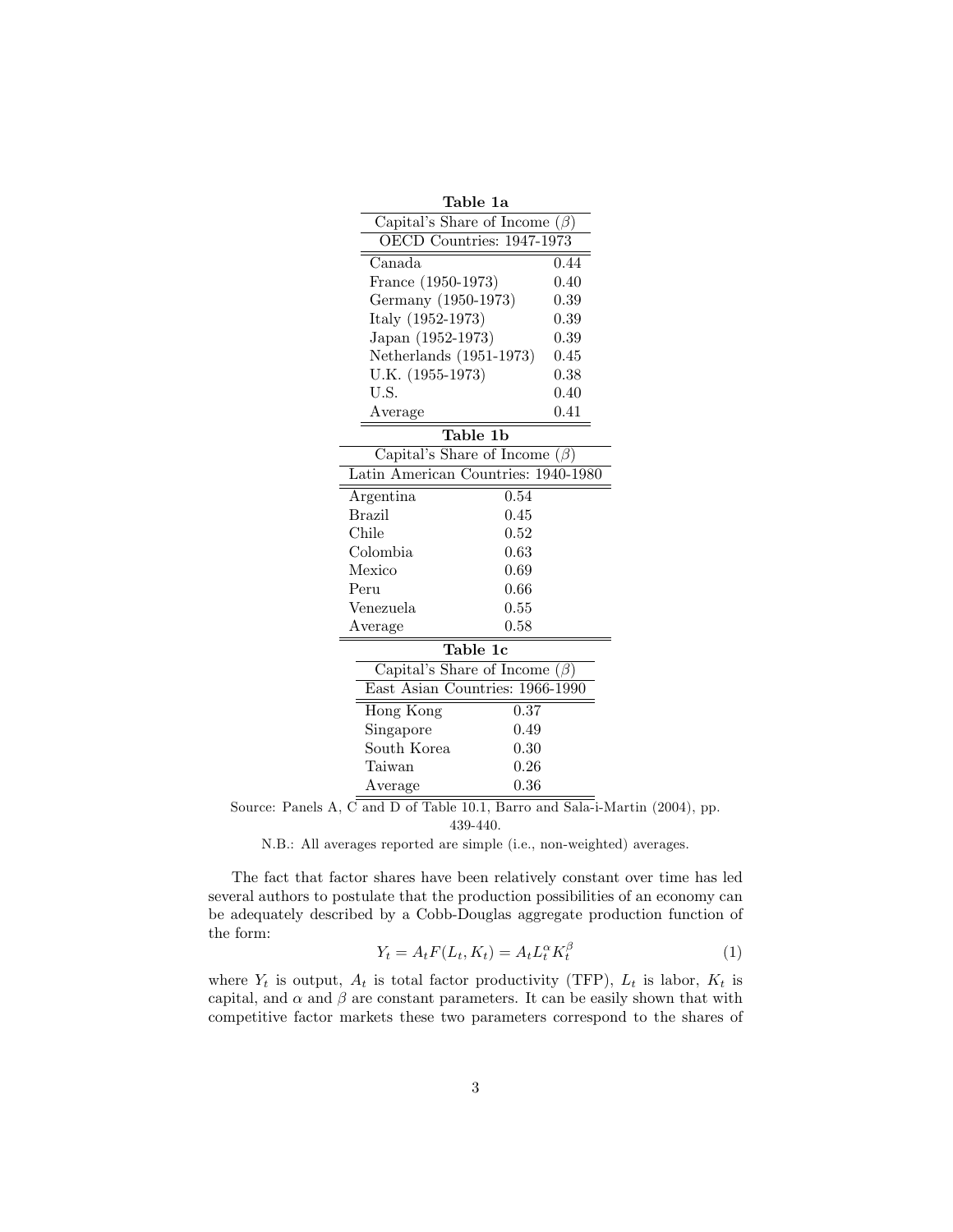**Table 1a**

| Capital's Share of Income ($\beta$) | |
|---|---|
| OECD Countries: 1947-1973 | |
| Canada | 0.44 |
| France (1950-1973) | 0.40 |
| Germany (1950-1973) | 0.39 |
| Italy (1952-1973) | 0.39 |
| Japan (1952-1973) | 0.39 |
| Netherlands (1951-1973) | 0.45 |
| U.K. (1955-1973) | 0.38 |
| U.S. | 0.40 |
| Average | 0.41 |

**Table 1b**

| Capital's Share of Income ($\beta$) | |
|---|---|
| Latin American Countries: 1940-1980 | |
| Argentina | 0.54 |
| Brazil | 0.45 |
| Chile | 0.52 |
| Colombia | 0.63 |
| Mexico | 0.69 |
| Peru | 0.66 |
| Venezuela | 0.55 |
| Average | 0.58 |

**Table 1c**

| Capital's Share of Income ($\beta$) | |
|---|---|
| East Asian Countries: 1966-1990 | |
| Hong Kong | 0.37 |
| Singapore | 0.49 |
| South Korea | 0.30 |
| Taiwan | 0.26 |
| Average | 0.36 |

Source: Panels A, C and D of Table 10.1, Barro and Sala-i-Martin (2004), pp. 439-440.

N.B.: All averages reported are simple (i.e., non-weighted) averages.

The fact that factor shares have been relatively constant over time has led several authors to postulate that the production possibilities of an economy can be adequately described by a Cobb-Douglas aggregate production function of the form:

$$Y_t = A_t F(L_t, K_t) = A_t L_t^{\alpha} K_t^{\beta} \tag{1}$$

where $Y_t$ is output, $A_t$ is total factor productivity (TFP), $L_t$ is labor, $K_t$ is capital, and $\alpha$ and $\beta$ are constant parameters. It can be easily shown that with competitive factor markets these two parameters correspond to the shares of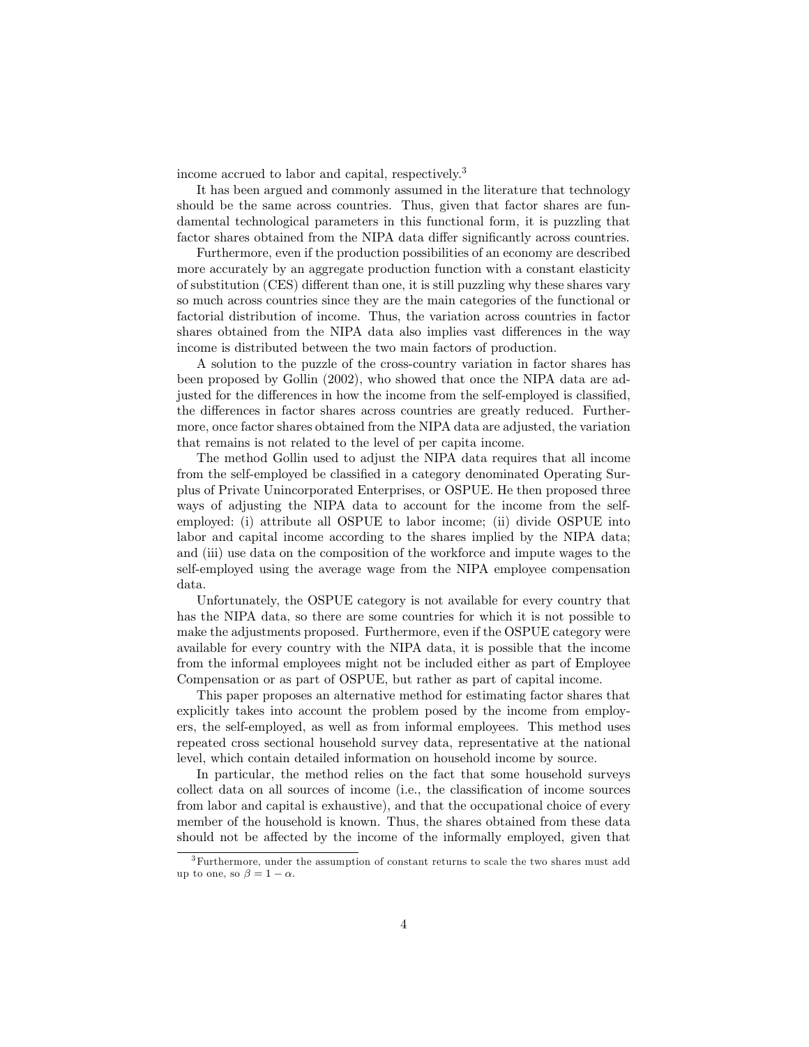income accrued to labor and capital, respectively.[3]

It has been argued and commonly assumed in the literature that technology should be the same across countries. Thus, given that factor shares are fundamental technological parameters in this functional form, it is puzzling that factor shares obtained from the NIPA data differ significantly across countries.

Furthermore, even if the production possibilities of an economy are described more accurately by an aggregate production function with a constant elasticity of substitution (CES) different than one, it is still puzzling why these shares vary so much across countries since they are the main categories of the functional or factorial distribution of income. Thus, the variation across countries in factor shares obtained from the NIPA data also implies vast differences in the way income is distributed between the two main factors of production.

A solution to the puzzle of the cross-country variation in factor shares has been proposed by Gollin (2002), who showed that once the NIPA data are adjusted for the differences in how the income from the self-employed is classified, the differences in factor shares across countries are greatly reduced. Furthermore, once factor shares obtained from the NIPA data are adjusted, the variation that remains is not related to the level of per capita income.

The method Gollin used to adjust the NIPA data requires that all income from the self-employed be classified in a category denominated Operating Surplus of Private Unincorporated Enterprises, or OSPUE. He then proposed three ways of adjusting the NIPA data to account for the income from the self-employed: (i) attribute all OSPUE to labor income; (ii) divide OSPUE into labor and capital income according to the shares implied by the NIPA data; and (iii) use data on the composition of the workforce and impute wages to the self-employed using the average wage from the NIPA employee compensation data.

Unfortunately, the OSPUE category is not available for every country that has the NIPA data, so there are some countries for which it is not possible to make the adjustments proposed. Furthermore, even if the OSPUE category were available for every country with the NIPA data, it is possible that the income from the informal employees might not be included either as part of Employee Compensation or as part of OSPUE, but rather as part of capital income.

This paper proposes an alternative method for estimating factor shares that explicitly takes into account the problem posed by the income from employers, the self-employed, as well as from informal employees. This method uses repeated cross sectional household survey data, representative at the national level, which contain detailed information on household income by source.

In particular, the method relies on the fact that some household surveys collect data on all sources of income (i.e., the classification of income sources from labor and capital is exhaustive), and that the occupational choice of every member of the household is known. Thus, the shares obtained from these data should not be affected by the income of the informally employed, given that

[3] Furthermore, under the assumption of constant returns to scale the two shares must add up to one, so $\beta = 1 - \alpha$.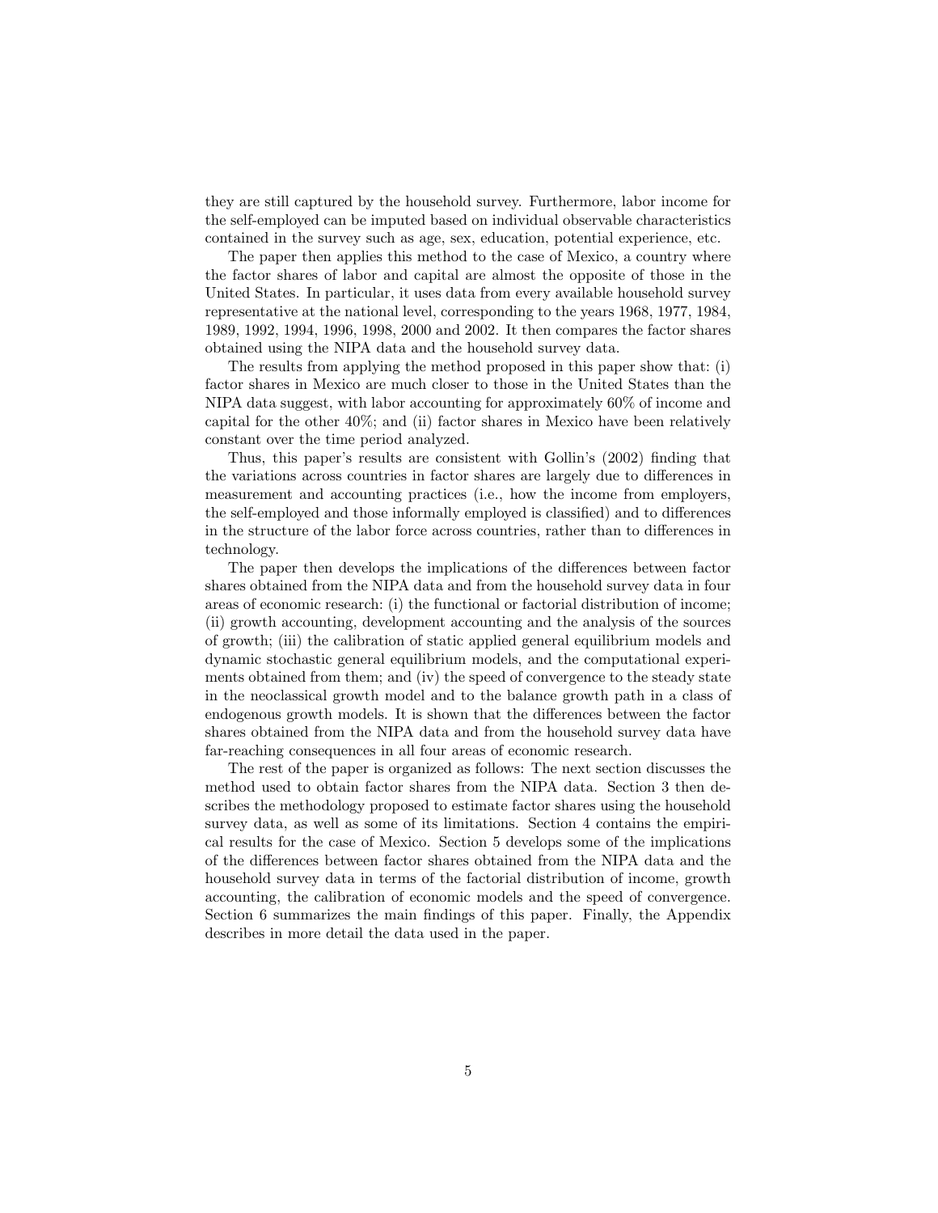they are still captured by the household survey. Furthermore, labor income for the self-employed can be imputed based on individual observable characteristics contained in the survey such as age, sex, education, potential experience, etc.

The paper then applies this method to the case of Mexico, a country where the factor shares of labor and capital are almost the opposite of those in the United States. In particular, it uses data from every available household survey representative at the national level, corresponding to the years 1968, 1977, 1984, 1989, 1992, 1994, 1996, 1998, 2000 and 2002. It then compares the factor shares obtained using the NIPA data and the household survey data.

The results from applying the method proposed in this paper show that: (i) factor shares in Mexico are much closer to those in the United States than the NIPA data suggest, with labor accounting for approximately 60% of income and capital for the other 40%; and (ii) factor shares in Mexico have been relatively constant over the time period analyzed.

Thus, this paper's results are consistent with Gollin's (2002) finding that the variations across countries in factor shares are largely due to differences in measurement and accounting practices (i.e., how the income from employers, the self-employed and those informally employed is classified) and to differences in the structure of the labor force across countries, rather than to differences in technology.

The paper then develops the implications of the differences between factor shares obtained from the NIPA data and from the household survey data in four areas of economic research: (i) the functional or factorial distribution of income; (ii) growth accounting, development accounting and the analysis of the sources of growth; (iii) the calibration of static applied general equilibrium models and dynamic stochastic general equilibrium models, and the computational experiments obtained from them; and (iv) the speed of convergence to the steady state in the neoclassical growth model and to the balance growth path in a class of endogenous growth models. It is shown that the differences between the factor shares obtained from the NIPA data and from the household survey data have far-reaching consequences in all four areas of economic research.

The rest of the paper is organized as follows: The next section discusses the method used to obtain factor shares from the NIPA data. Section 3 then describes the methodology proposed to estimate factor shares using the household survey data, as well as some of its limitations. Section 4 contains the empirical results for the case of Mexico. Section 5 develops some of the implications of the differences between factor shares obtained from the NIPA data and the household survey data in terms of the factorial distribution of income, growth accounting, the calibration of economic models and the speed of convergence. Section 6 summarizes the main findings of this paper. Finally, the Appendix describes in more detail the data used in the paper.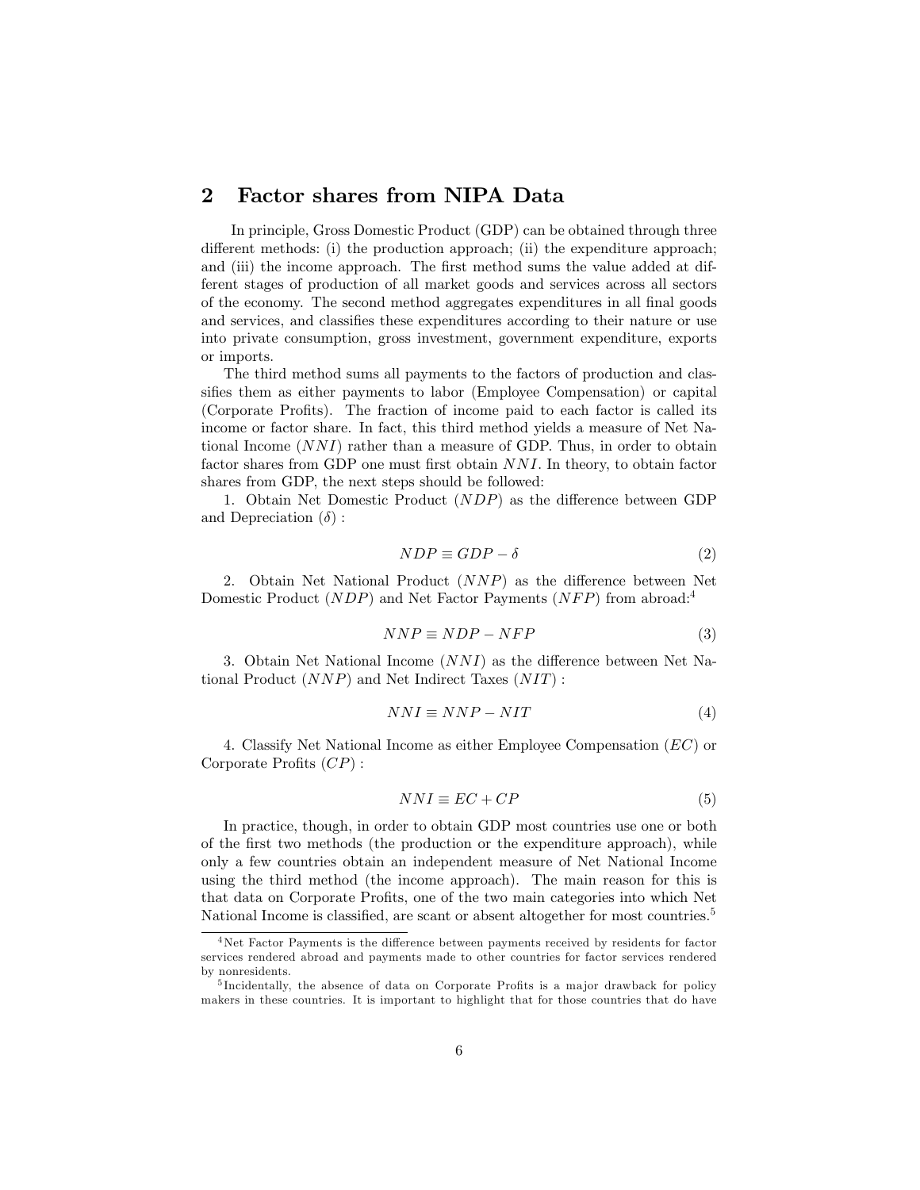## 2 Factor shares from NIPA Data

In principle, Gross Domestic Product (GDP) can be obtained through three different methods: (i) the production approach; (ii) the expenditure approach; and (iii) the income approach. The first method sums the value added at different stages of production of all market goods and services across all sectors of the economy. The second method aggregates expenditures in all final goods and services, and classifies these expenditures according to their nature or use into private consumption, gross investment, government expenditure, exports or imports.

The third method sums all payments to the factors of production and classifies them as either payments to labor (Employee Compensation) or capital (Corporate Profits). The fraction of income paid to each factor is called its income or factor share. In fact, this third method yields a measure of Net National Income ($NNI$) rather than a measure of GDP. Thus, in order to obtain factor shares from GDP one must first obtain $NNI$. In theory, to obtain factor shares from GDP, the next steps should be followed:

1. Obtain Net Domestic Product ($NDP$) as the difference between GDP and Depreciation ($\delta$) :

$$NDP \equiv GDP - \delta \tag{2}$$

2. Obtain Net National Product ($NNP$) as the difference between Net Domestic Product ($NDP$) and Net Factor Payments ($NFP$) from abroad:[4]

$$NNP \equiv NDP - NFP \tag{3}$$

3. Obtain Net National Income ($NNI$) as the difference between Net National Product ($NNP$) and Net Indirect Taxes ($NIT$) :

$$NNI \equiv NNP - NIT \tag{4}$$

4. Classify Net National Income as either Employee Compensation ($EC$) or Corporate Profits ($CP$) :

$$NNI \equiv EC + CP \tag{5}$$

In practice, though, in order to obtain GDP most countries use one or both of the first two methods (the production or the expenditure approach), while only a few countries obtain an independent measure of Net National Income using the third method (the income approach). The main reason for this is that data on Corporate Profits, one of the two main categories into which Net National Income is classified, are scant or absent altogether for most countries.[5]

[4] Net Factor Payments is the difference between payments received by residents for factor services rendered abroad and payments made to other countries for factor services rendered by nonresidents.

[5] Incidentally, the absence of data on Corporate Profits is a major drawback for policy makers in these countries. It is important to highlight that for those countries that do have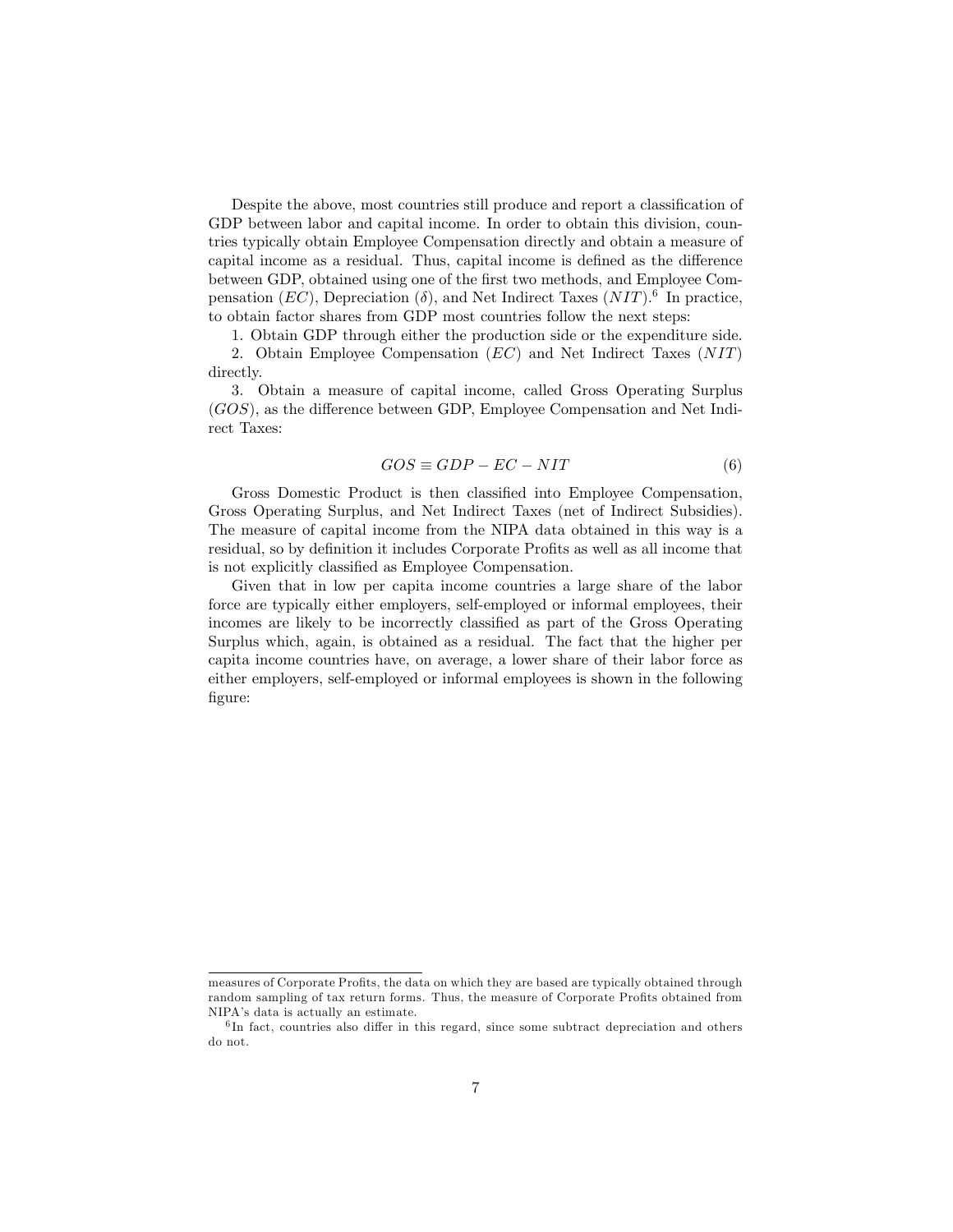Despite the above, most countries still produce and report a classification of GDP between labor and capital income. In order to obtain this division, countries typically obtain Employee Compensation directly and obtain a measure of capital income as a residual. Thus, capital income is defined as the difference between GDP, obtained using one of the first two methods, and Employee Compensation ($EC$), Depreciation ($\delta$), and Net Indirect Taxes ($NIT$).[6] In practice, to obtain factor shares from GDP most countries follow the next steps:

1. Obtain GDP through either the production side or the expenditure side.

2. Obtain Employee Compensation ($EC$) and Net Indirect Taxes ($NIT$) directly.

3. Obtain a measure of capital income, called Gross Operating Surplus ($GOS$), as the difference between GDP, Employee Compensation and Net Indirect Taxes:

$$GOS \equiv GDP - EC - NIT \tag{6}$$

Gross Domestic Product is then classified into Employee Compensation, Gross Operating Surplus, and Net Indirect Taxes (net of Indirect Subsidies). The measure of capital income from the NIPA data obtained in this way is a residual, so by definition it includes Corporate Profits as well as all income that is not explicitly classified as Employee Compensation.

Given that in low per capita income countries a large share of the labor force are typically either employers, self-employed or informal employees, their incomes are likely to be incorrectly classified as part of the Gross Operating Surplus which, again, is obtained as a residual. The fact that the higher per capita income countries have, on average, a lower share of their labor force as either employers, self-employed or informal employees is shown in the following figure:

---

measures of Corporate Profits, the data on which they are based are typically obtained through random sampling of tax return forms. Thus, the measure of Corporate Profits obtained from NIPA's data is actually an estimate.

[6] In fact, countries also differ in this regard, since some subtract depreciation and others do not.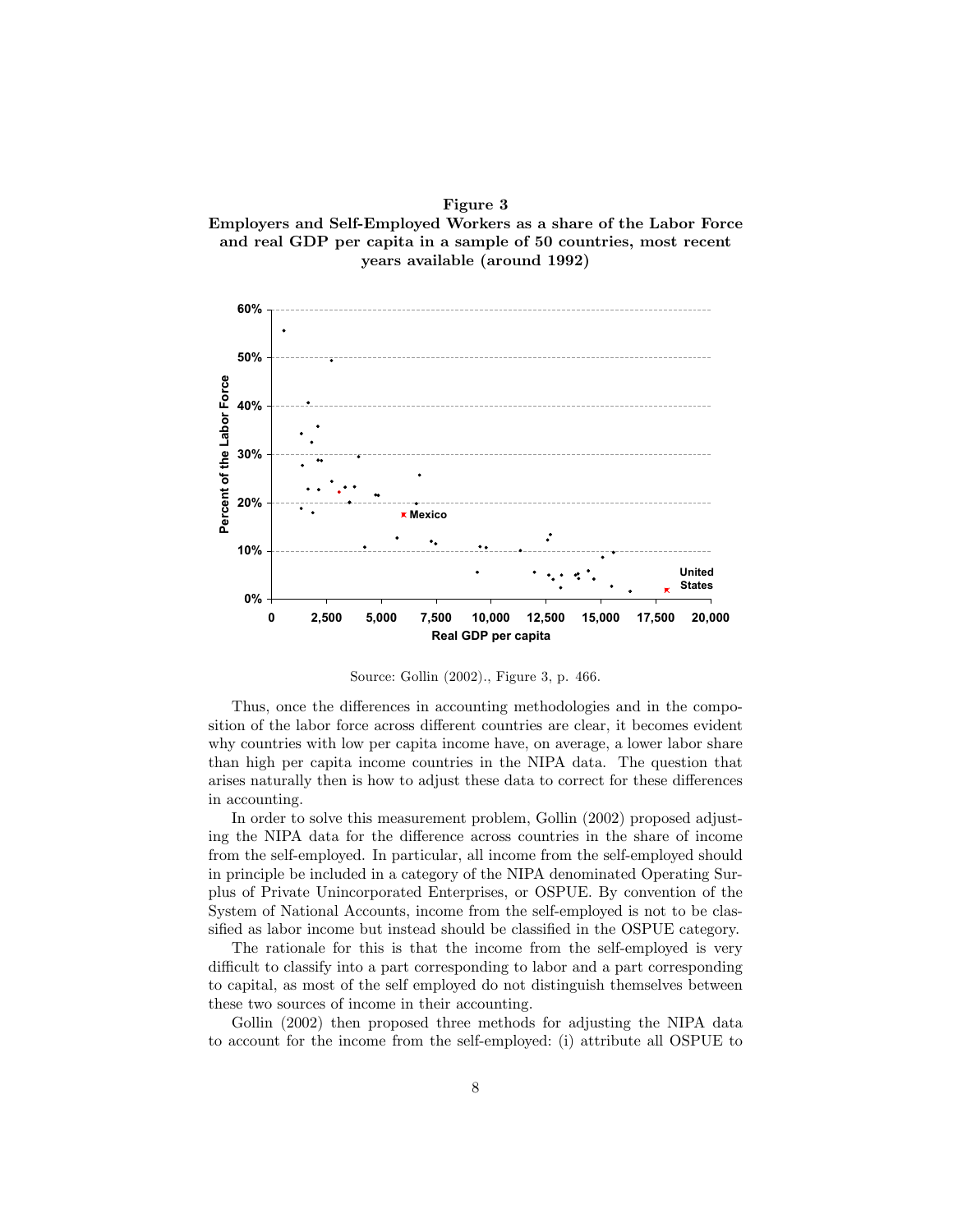**Figure 3**
**Employers and Self-Employed Workers as a share of the Labor Force and real GDP per capita in a sample of 50 countries, most recent years available (around 1992)**

Source: Gollin (2002)., Figure 3, p. 466.

Thus, once the differences in accounting methodologies and in the composition of the labor force across different countries are clear, it becomes evident why countries with low per capita income have, on average, a lower labor share than high per capita income countries in the NIPA data. The question that arises naturally then is how to adjust these data to correct for these differences in accounting.

In order to solve this measurement problem, Gollin (2002) proposed adjusting the NIPA data for the difference across countries in the share of income from the self-employed. In particular, all income from the self-employed should in principle be included in a category of the NIPA denominated Operating Surplus of Private Unincorporated Enterprises, or OSPUE. By convention of the System of National Accounts, income from the self-employed is not to be classified as labor income but instead should be classified in the OSPUE category.

The rationale for this is that the income from the self-employed is very difficult to classify into a part corresponding to labor and a part corresponding to capital, as most of the self employed do not distinguish themselves between these two sources of income in their accounting.

Gollin (2002) then proposed three methods for adjusting the NIPA data to account for the income from the self-employed: (i) attribute all OSPUE to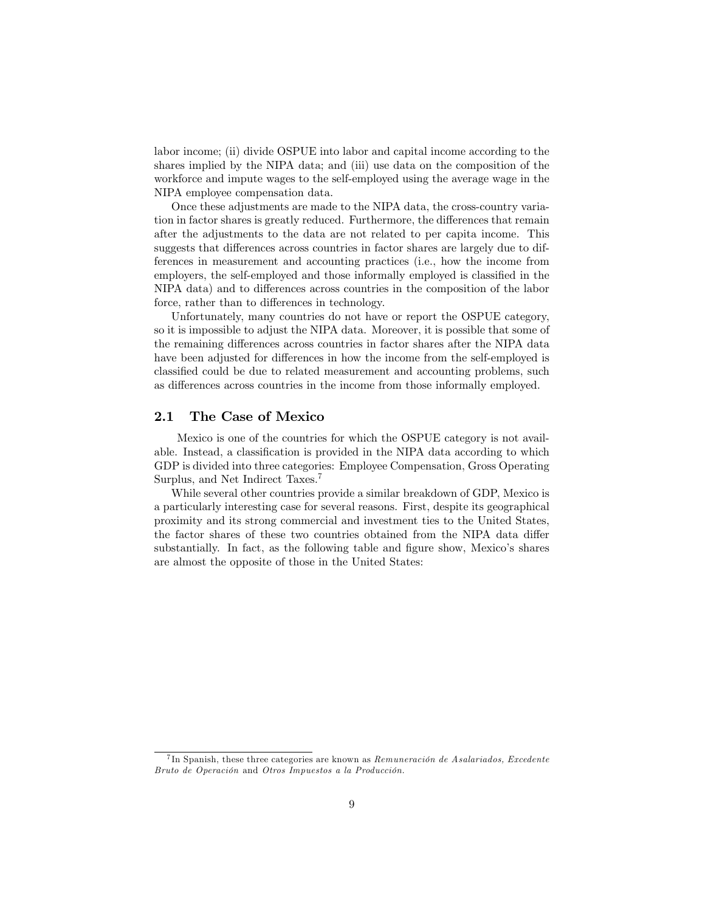labor income; (ii) divide OSPUE into labor and capital income according to the shares implied by the NIPA data; and (iii) use data on the composition of the workforce and impute wages to the self-employed using the average wage in the NIPA employee compensation data.

Once these adjustments are made to the NIPA data, the cross-country variation in factor shares is greatly reduced. Furthermore, the differences that remain after the adjustments to the data are not related to per capita income. This suggests that differences across countries in factor shares are largely due to differences in measurement and accounting practices (i.e., how the income from employers, the self-employed and those informally employed is classified in the NIPA data) and to differences across countries in the composition of the labor force, rather than to differences in technology.

Unfortunately, many countries do not have or report the OSPUE category, so it is impossible to adjust the NIPA data. Moreover, it is possible that some of the remaining differences across countries in factor shares after the NIPA data have been adjusted for differences in how the income from the self-employed is classified could be due to related measurement and accounting problems, such as differences across countries in the income from those informally employed.

## 2.1 The Case of Mexico

Mexico is one of the countries for which the OSPUE category is not available. Instead, a classification is provided in the NIPA data according to which GDP is divided into three categories: Employee Compensation, Gross Operating Surplus, and Net Indirect Taxes.[7]

While several other countries provide a similar breakdown of GDP, Mexico is a particularly interesting case for several reasons. First, despite its geographical proximity and its strong commercial and investment ties to the United States, the factor shares of these two countries obtained from the NIPA data differ substantially. In fact, as the following table and figure show, Mexico's shares are almost the opposite of those in the United States:

[7] In Spanish, these three categories are known as *Remuneración de Asalariados, Excedente Bruto de Operación* and *Otros Impuestos a la Producción.*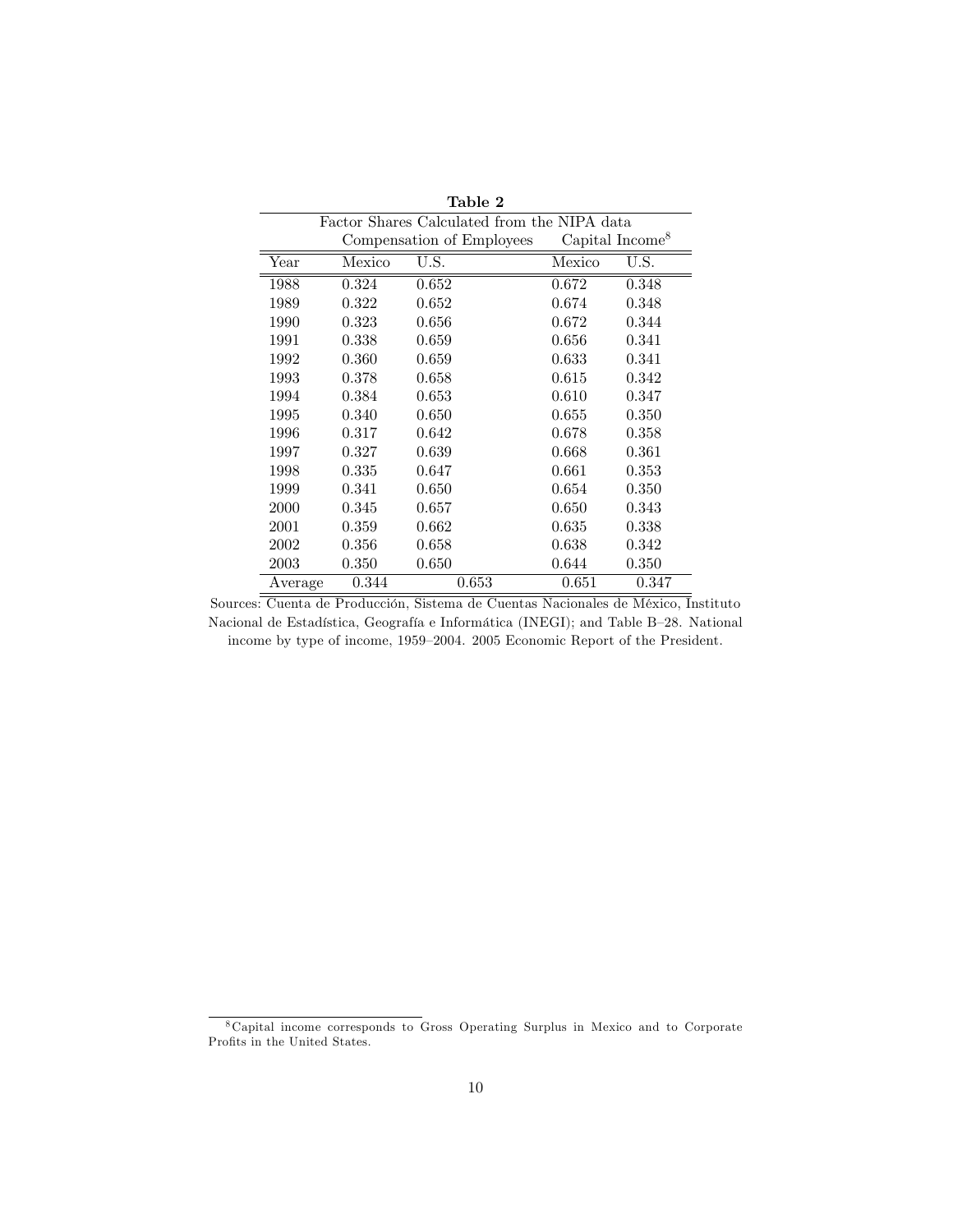**Table 2**

Factor Shares Calculated from the NIPA data

| | Compensation of Employees | | Capital Income[8] | |
|---|---|---|---|---|
| Year | Mexico | U.S. | Mexico | U.S. |
| 1988 | 0.324 | 0.652 | 0.672 | 0.348 |
| 1989 | 0.322 | 0.652 | 0.674 | 0.348 |
| 1990 | 0.323 | 0.656 | 0.672 | 0.344 |
| 1991 | 0.338 | 0.659 | 0.656 | 0.341 |
| 1992 | 0.360 | 0.659 | 0.633 | 0.341 |
| 1993 | 0.378 | 0.658 | 0.615 | 0.342 |
| 1994 | 0.384 | 0.653 | 0.610 | 0.347 |
| 1995 | 0.340 | 0.650 | 0.655 | 0.350 |
| 1996 | 0.317 | 0.642 | 0.678 | 0.358 |
| 1997 | 0.327 | 0.639 | 0.668 | 0.361 |
| 1998 | 0.335 | 0.647 | 0.661 | 0.353 |
| 1999 | 0.341 | 0.650 | 0.654 | 0.350 |
| 2000 | 0.345 | 0.657 | 0.650 | 0.343 |
| 2001 | 0.359 | 0.662 | 0.635 | 0.338 |
| 2002 | 0.356 | 0.658 | 0.638 | 0.342 |
| 2003 | 0.350 | 0.650 | 0.644 | 0.350 |
| Average | 0.344 | 0.653 | 0.651 | 0.347 |

Sources: Cuenta de Producción, Sistema de Cuentas Nacionales de México, Instituto Nacional de Estadística, Geografía e Informática (INEGI); and Table B–28. National income by type of income, 1959–2004. 2005 Economic Report of the President.

[8] Capital income corresponds to Gross Operating Surplus in Mexico and to Corporate Profits in the United States.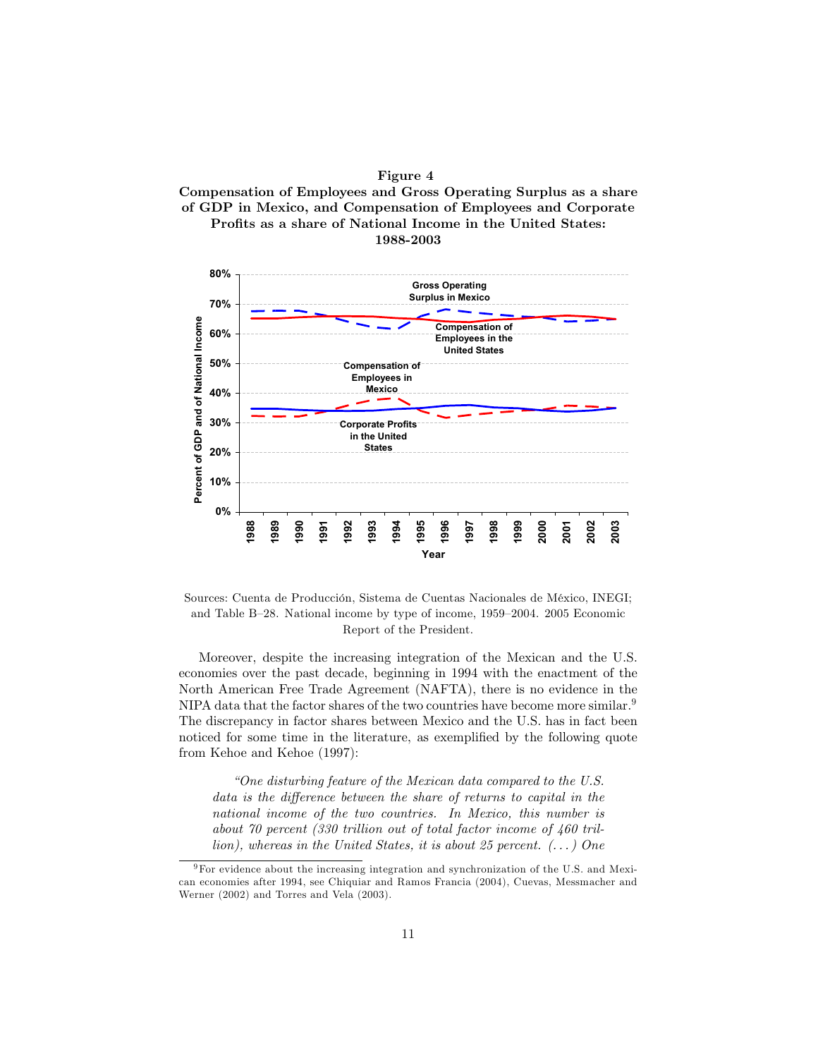**Figure 4**

**Compensation of Employees and Gross Operating Surplus as a share of GDP in Mexico, and Compensation of Employees and Corporate Profits as a share of National Income in the United States: 1988-2003**

Sources: Cuenta de Producción, Sistema de Cuentas Nacionales de México, INEGI; and Table B–28. National income by type of income, 1959–2004. 2005 Economic Report of the President.

Moreover, despite the increasing integration of the Mexican and the U.S. economies over the past decade, beginning in 1994 with the enactment of the North American Free Trade Agreement (NAFTA), there is no evidence in the NIPA data that the factor shares of the two countries have become more similar.[9] The discrepancy in factor shares between Mexico and the U.S. has in fact been noticed for some time in the literature, as exemplified by the following quote from Kehoe and Kehoe (1997):

> *"One disturbing feature of the Mexican data compared to the U.S. data is the difference between the share of returns to capital in the national income of the two countries. In Mexico, this number is about 70 percent (330 trillion out of total factor income of 460 trillion), whereas in the United States, it is about 25 percent. (. . . ) One*

[9] For evidence about the increasing integration and synchronization of the U.S. and Mexican economies after 1994, see Chiquiar and Ramos Francia (2004), Cuevas, Messmacher and Werner (2002) and Torres and Vela (2003).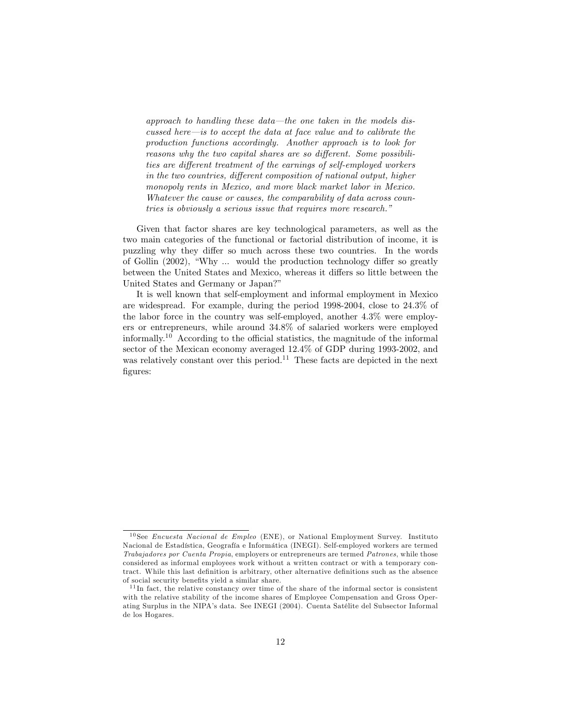*approach to handling these data—the one taken in the models discussed here—is to accept the data at face value and to calibrate the production functions accordingly. Another approach is to look for reasons why the two capital shares are so different. Some possibilities are different treatment of the earnings of self-employed workers in the two countries, different composition of national output, higher monopoly rents in Mexico, and more black market labor in Mexico. Whatever the cause or causes, the comparability of data across countries is obviously a serious issue that requires more research."*

Given that factor shares are key technological parameters, as well as the two main categories of the functional or factorial distribution of income, it is puzzling why they differ so much across these two countries. In the words of Gollin (2002), "Why ... would the production technology differ so greatly between the United States and Mexico, whereas it differs so little between the United States and Germany or Japan?"

It is well known that self-employment and informal employment in Mexico are widespread. For example, during the period 1998-2004, close to 24.3% of the labor force in the country was self-employed, another 4.3% were employers or entrepreneurs, while around 34.8% of salaried workers were employed informally.[10] According to the official statistics, the magnitude of the informal sector of the Mexican economy averaged 12.4% of GDP during 1993-2002, and was relatively constant over this period.[11] These facts are depicted in the next figures:

---

[10] See *Encuesta Nacional de Empleo* (ENE), or National Employment Survey. Instituto Nacional de Estadística, Geografía e Informática (INEGI). Self-employed workers are termed *Trabajadores por Cuenta Propia*, employers or entrepreneurs are termed *Patrones*, while those considered as informal employees work without a written contract or with a temporary contract. While this last definition is arbitrary, other alternative definitions such as the absence of social security benefits yield a similar share.

[11] In fact, the relative constancy over time of the share of the informal sector is consistent with the relative stability of the income shares of Employee Compensation and Gross Operating Surplus in the NIPA's data. See INEGI (2004). Cuenta Satélite del Subsector Informal de los Hogares.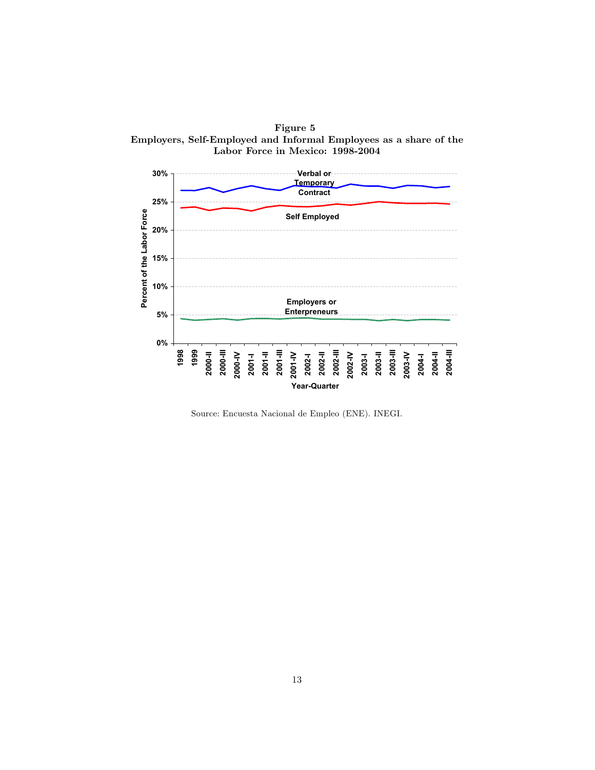**Figure 5**
**Employers, Self-Employed and Informal Employees as a share of the Labor Force in Mexico: 1998-2004**

Source: Encuesta Nacional de Empleo (ENE). INEGI.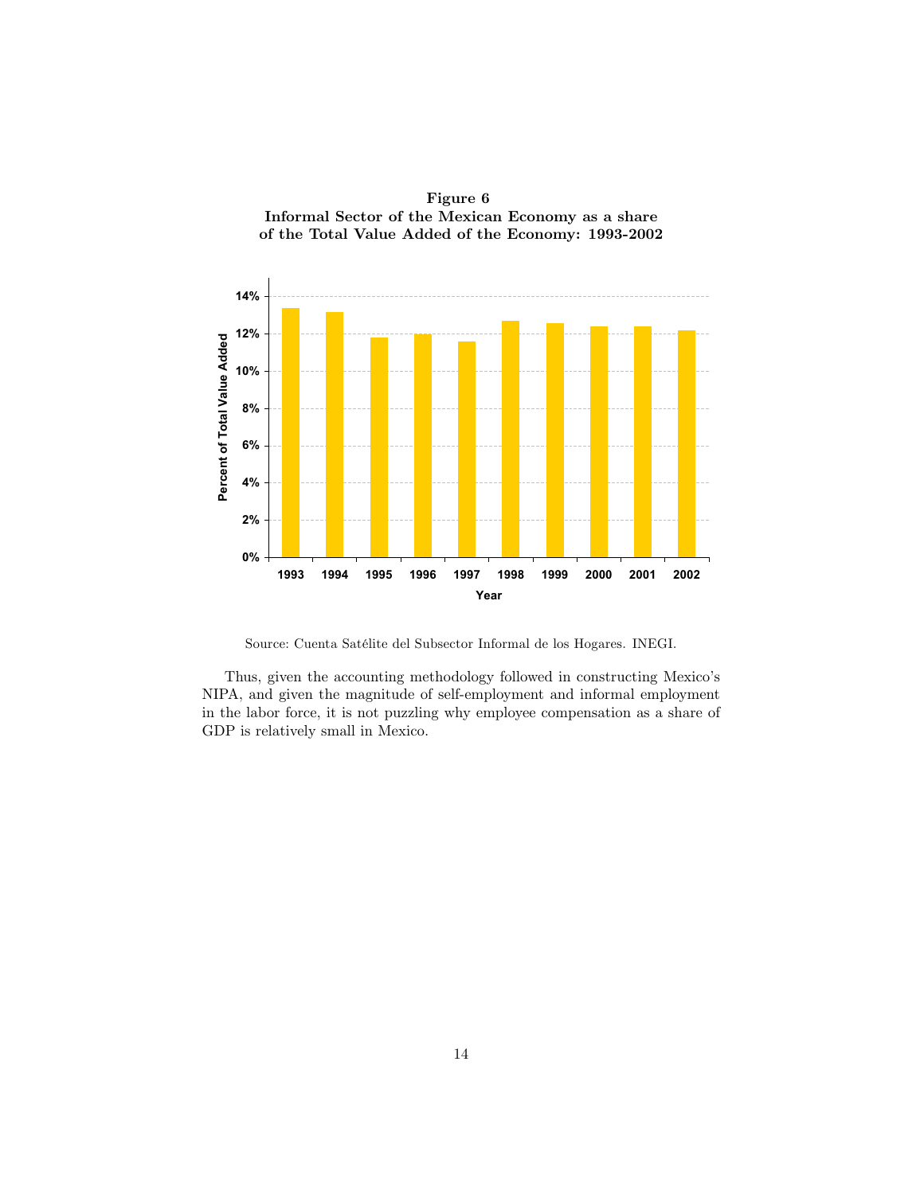**Figure 6**
**Informal Sector of the Mexican Economy as a share of the Total Value Added of the Economy: 1993-2002**

Source: Cuenta Satélite del Subsector Informal de los Hogares. INEGI.

Thus, given the accounting methodology followed in constructing Mexico's NIPA, and given the magnitude of self-employment and informal employment in the labor force, it is not puzzling why employee compensation as a share of GDP is relatively small in Mexico.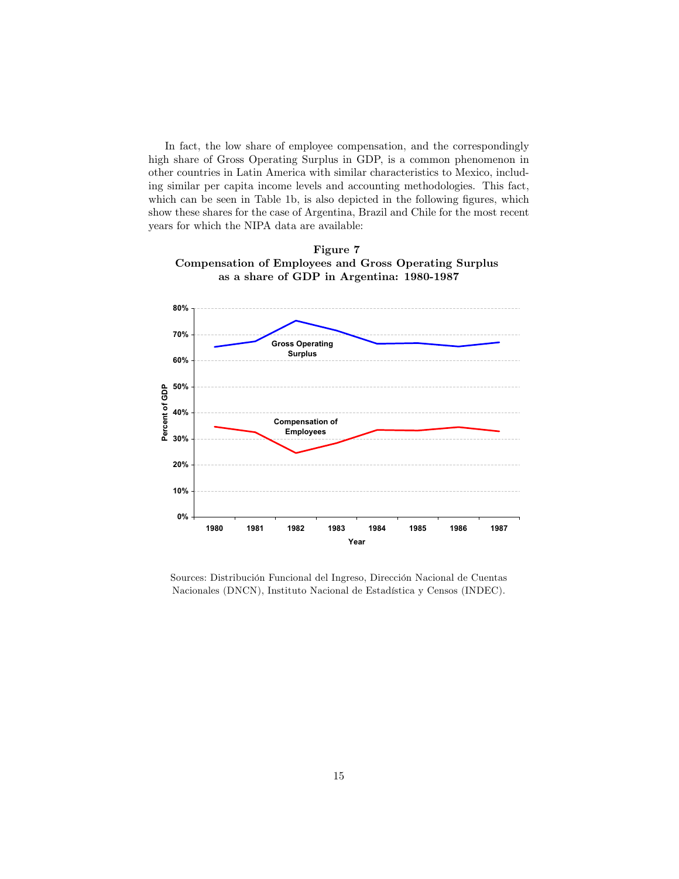In fact, the low share of employee compensation, and the correspondingly high share of Gross Operating Surplus in GDP, is a common phenomenon in other countries in Latin America with similar characteristics to Mexico, including similar per capita income levels and accounting methodologies. This fact, which can be seen in Table 1b, is also depicted in the following figures, which show these shares for the case of Argentina, Brazil and Chile for the most recent years for which the NIPA data are available:

**Figure 7**
**Compensation of Employees and Gross Operating Surplus as a share of GDP in Argentina: 1980-1987**

Sources: Distribución Funcional del Ingreso, Dirección Nacional de Cuentas Nacionales (DNCN), Instituto Nacional de Estadística y Censos (INDEC).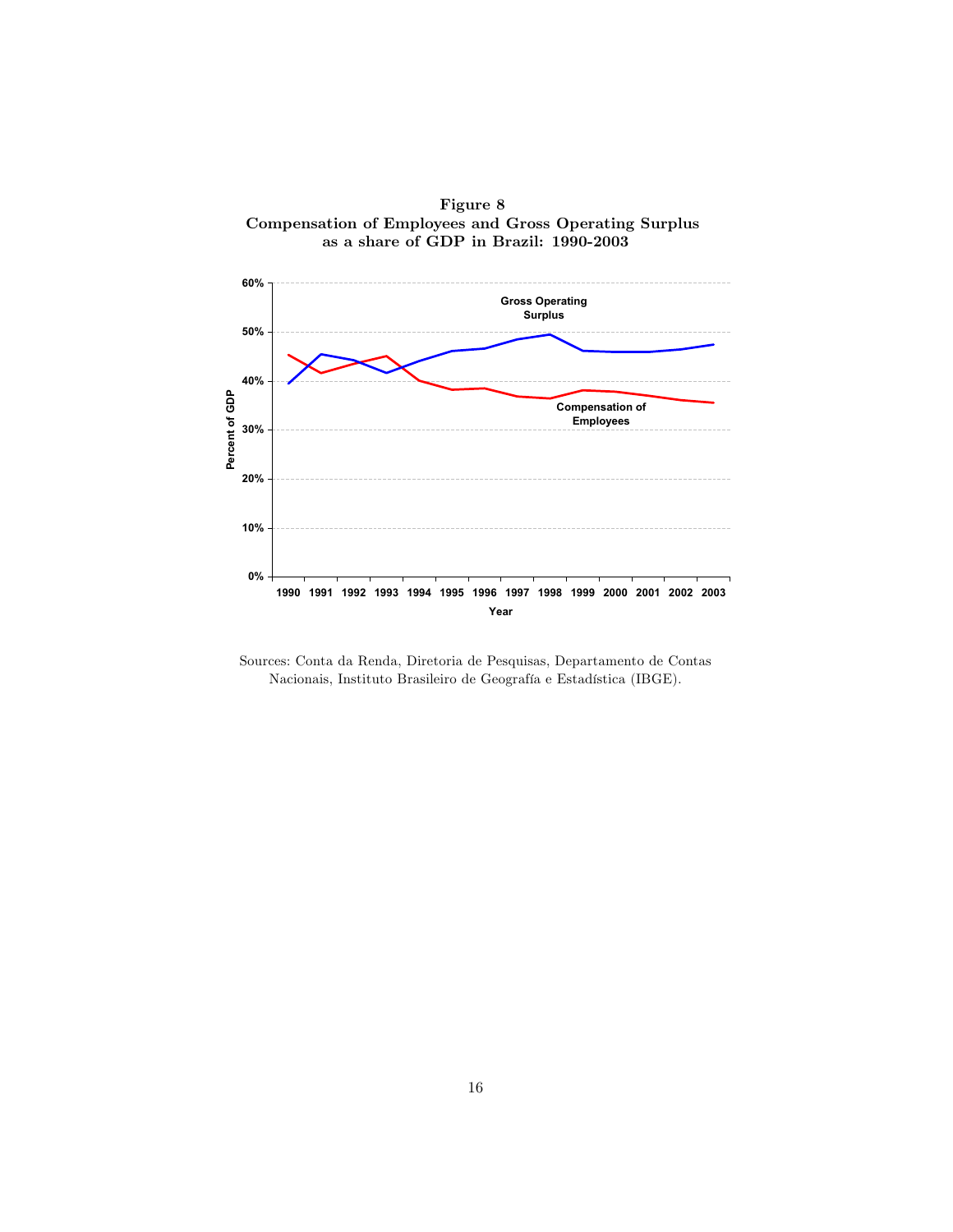**Figure 8**
**Compensation of Employees and Gross Operating Surplus as a share of GDP in Brazil: 1990-2003**

Sources: Conta da Renda, Diretoria de Pesquisas, Departamento de Contas Nacionais, Instituto Brasileiro de Geografía e Estadística (IBGE).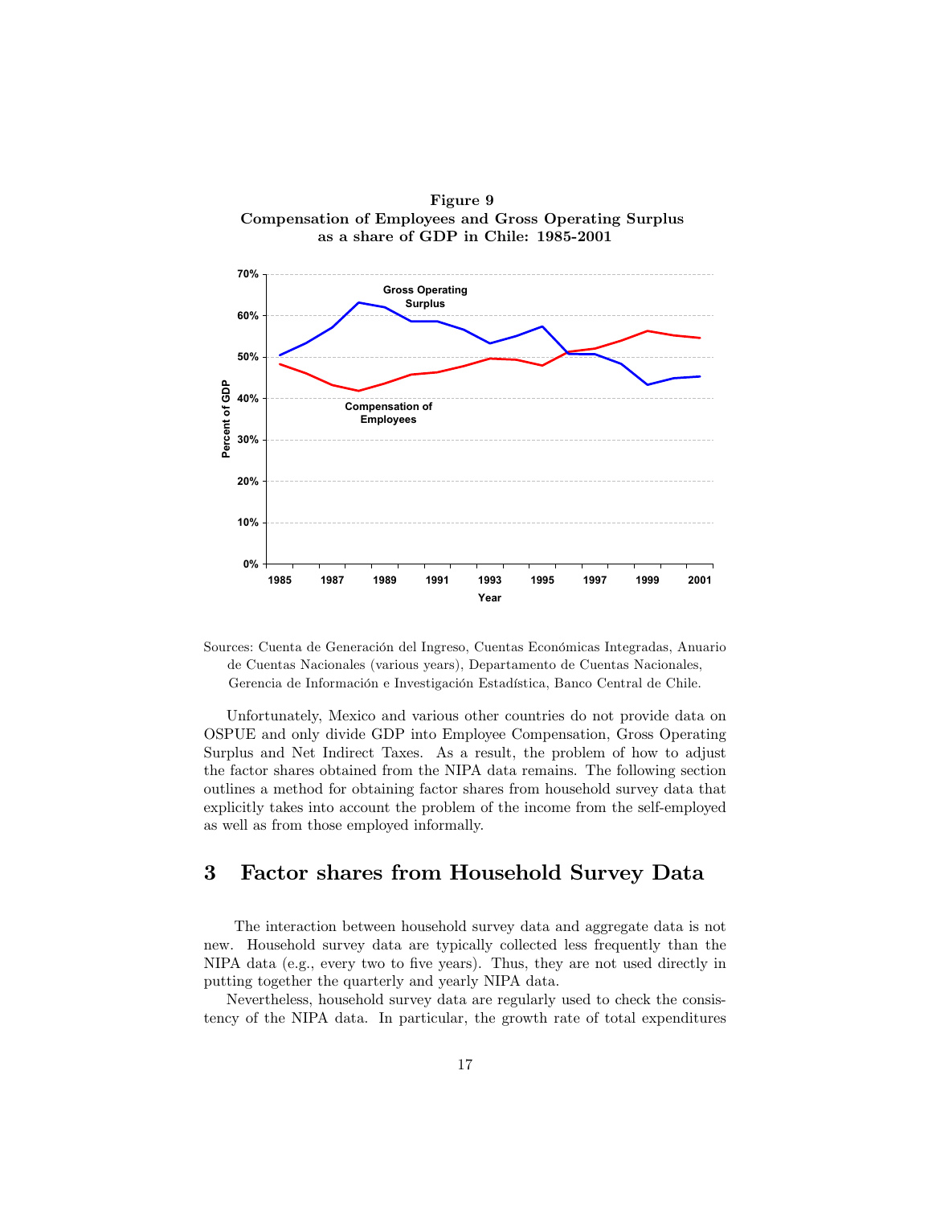**Figure 9**
**Compensation of Employees and Gross Operating Surplus as a share of GDP in Chile: 1985-2001**

Sources: Cuenta de Generación del Ingreso, Cuentas Económicas Integradas, Anuario de Cuentas Nacionales (various years), Departamento de Cuentas Nacionales, Gerencia de Información e Investigación Estadística, Banco Central de Chile.

Unfortunately, Mexico and various other countries do not provide data on OSPUE and only divide GDP into Employee Compensation, Gross Operating Surplus and Net Indirect Taxes. As a result, the problem of how to adjust the factor shares obtained from the NIPA data remains. The following section outlines a method for obtaining factor shares from household survey data that explicitly takes into account the problem of the income from the self-employed as well as from those employed informally.

## 3 Factor shares from Household Survey Data

The interaction between household survey data and aggregate data is not new. Household survey data are typically collected less frequently than the NIPA data (e.g., every two to five years). Thus, they are not used directly in putting together the quarterly and yearly NIPA data.

Nevertheless, household survey data are regularly used to check the consistency of the NIPA data. In particular, the growth rate of total expenditures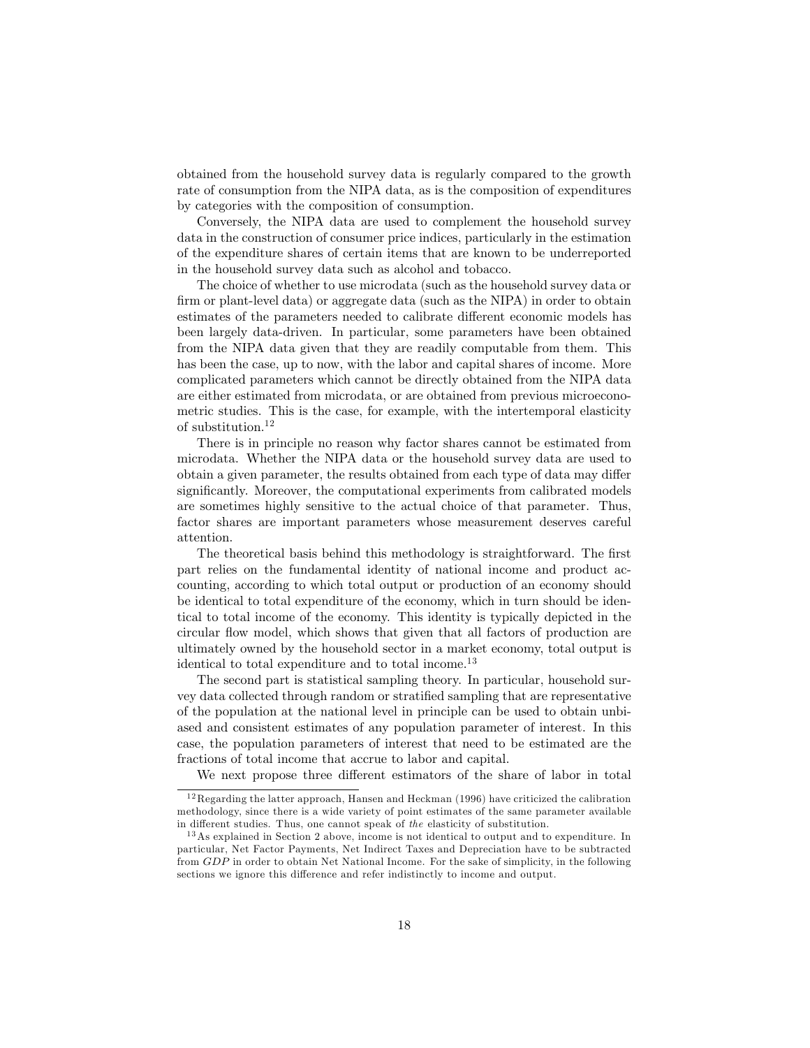obtained from the household survey data is regularly compared to the growth rate of consumption from the NIPA data, as is the composition of expenditures by categories with the composition of consumption.

Conversely, the NIPA data are used to complement the household survey data in the construction of consumer price indices, particularly in the estimation of the expenditure shares of certain items that are known to be underreported in the household survey data such as alcohol and tobacco.

The choice of whether to use microdata (such as the household survey data or firm or plant-level data) or aggregate data (such as the NIPA) in order to obtain estimates of the parameters needed to calibrate different economic models has been largely data-driven. In particular, some parameters have been obtained from the NIPA data given that they are readily computable from them. This has been the case, up to now, with the labor and capital shares of income. More complicated parameters which cannot be directly obtained from the NIPA data are either estimated from microdata, or are obtained from previous microeconometric studies. This is the case, for example, with the intertemporal elasticity of substitution.[12]

There is in principle no reason why factor shares cannot be estimated from microdata. Whether the NIPA data or the household survey data are used to obtain a given parameter, the results obtained from each type of data may differ significantly. Moreover, the computational experiments from calibrated models are sometimes highly sensitive to the actual choice of that parameter. Thus, factor shares are important parameters whose measurement deserves careful attention.

The theoretical basis behind this methodology is straightforward. The first part relies on the fundamental identity of national income and product accounting, according to which total output or production of an economy should be identical to total expenditure of the economy, which in turn should be identical to total income of the economy. This identity is typically depicted in the circular flow model, which shows that given that all factors of production are ultimately owned by the household sector in a market economy, total output is identical to total expenditure and to total income.[13]

The second part is statistical sampling theory. In particular, household survey data collected through random or stratified sampling that are representative of the population at the national level in principle can be used to obtain unbiased and consistent estimates of any population parameter of interest. In this case, the population parameters of interest that need to be estimated are the fractions of total income that accrue to labor and capital.

We next propose three different estimators of the share of labor in total

[12] Regarding the latter approach, Hansen and Heckman (1996) have criticized the calibration methodology, since there is a wide variety of point estimates of the same parameter available in different studies. Thus, one cannot speak of *the* elasticity of substitution.

[13] As explained in Section 2 above, income is not identical to output and to expenditure. In particular, Net Factor Payments, Net Indirect Taxes and Depreciation have to be subtracted from $GDP$ in order to obtain Net National Income. For the sake of simplicity, in the following sections we ignore this difference and refer indistinctly to income and output.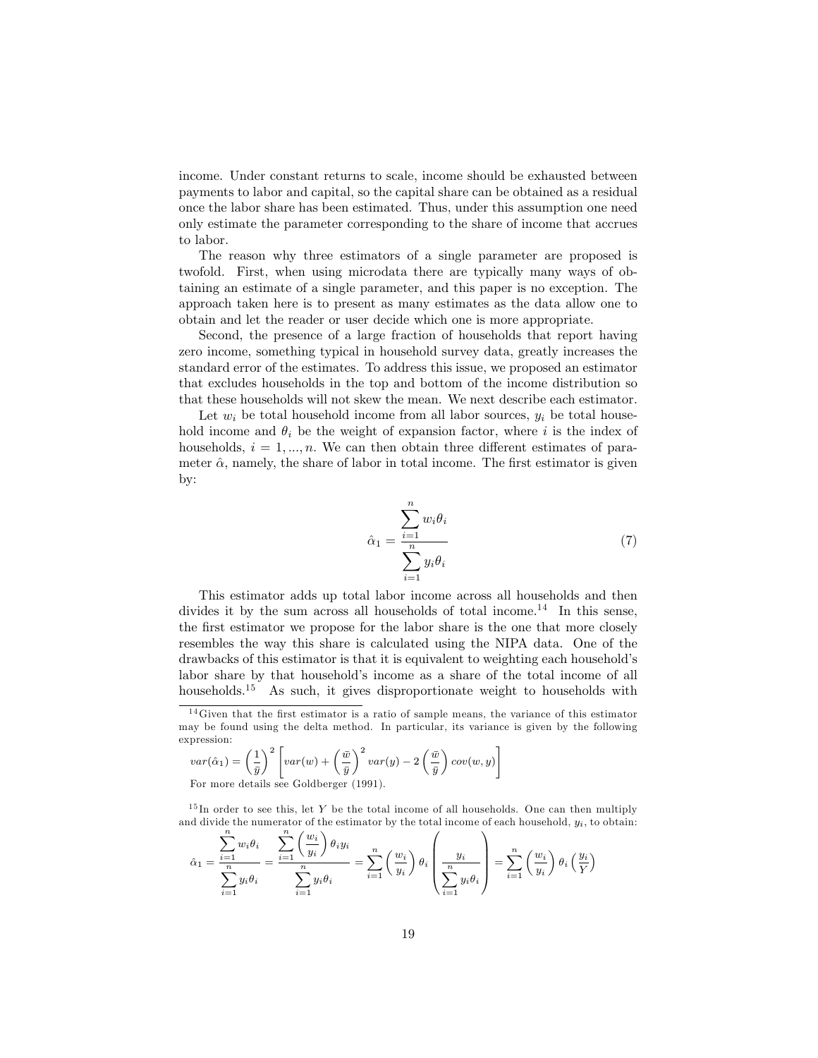income. Under constant returns to scale, income should be exhausted between payments to labor and capital, so the capital share can be obtained as a residual once the labor share has been estimated. Thus, under this assumption one need only estimate the parameter corresponding to the share of income that accrues to labor.

The reason why three estimators of a single parameter are proposed is twofold. First, when using microdata there are typically many ways of obtaining an estimate of a single parameter, and this paper is no exception. The approach taken here is to present as many estimates as the data allow one to obtain and let the reader or user decide which one is more appropriate.

Second, the presence of a large fraction of households that report having zero income, something typical in household survey data, greatly increases the standard error of the estimates. To address this issue, we proposed an estimator that excludes households in the top and bottom of the income distribution so that these households will not skew the mean. We next describe each estimator.

Let $w_i$ be total household income from all labor sources, $y_i$ be total household income and $\theta_i$ be the weight of expansion factor, where $i$ is the index of households, $i = 1, ..., n$. We can then obtain three different estimates of parameter $\hat{\alpha}$, namely, the share of labor in total income. The first estimator is given by:

$$\hat{\alpha}_1 = \frac{\sum_{i=1}^{n} w_i \theta_i}{\sum_{i=1}^{n} y_i \theta_i} \tag{7}$$

This estimator adds up total labor income across all households and then divides it by the sum across all households of total income.[14] In this sense, the first estimator we propose for the labor share is the one that more closely resembles the way this share is calculated using the NIPA data. One of the drawbacks of this estimator is that it is equivalent to weighting each household's labor share by that household's income as a share of the total income of all households.[15] As such, it gives disproportionate weight to households with

---

[14] Given that the first estimator is a ratio of sample means, the variance of this estimator may be found using the delta method. In particular, its variance is given by the following expression:

$$var(\hat{\alpha}_1) = \left(\frac{1}{\bar{y}}\right)^2 \left[ var(w) + \left(\frac{\bar{w}}{\bar{y}}\right)^2 var(y) - 2\left(\frac{\bar{w}}{\bar{y}}\right) cov(w, y) \right]$$

For more details see Goldberger (1991).

[15] In order to see this, let $Y$ be the total income of all households. One can then multiply and divide the numerator of the estimator by the total income of each household, $y_i$, to obtain:

$$\hat{\alpha}_1 = \frac{\sum_{i=1}^{n} w_i \theta_i}{\sum_{i=1}^{n} y_i \theta_i} = \frac{\sum_{i=1}^{n} \left(\frac{w_i}{y_i}\right) \theta_i y_i}{\sum_{i=1}^{n} y_i \theta_i} = \sum_{i=1}^{n} \left(\frac{w_i}{y_i}\right) \theta_i \left( \frac{y_i}{\sum_{i=1}^{n} y_i \theta_i} \right) = \sum_{i=1}^{n} \left(\frac{w_i}{y_i}\right) \theta_i \left(\frac{y_i}{Y}\right)$$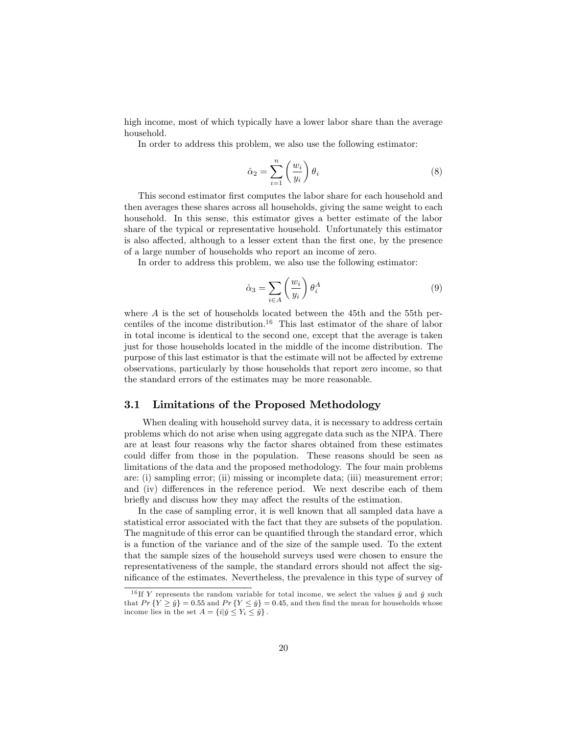high income, most of which typically have a lower labor share than the average household.

In order to address this problem, we also use the following estimator:

$$\hat{\alpha}_2 = \sum_{i=1}^{n} \left( \frac{w_i}{y_i} \right) \theta_i \tag{8}$$

This second estimator first computes the labor share for each household and then averages these shares across all households, giving the same weight to each household. In this sense, this estimator gives a better estimate of the labor share of the typical or representative household. Unfortunately this estimator is also affected, although to a lesser extent than the first one, by the presence of a large number of households who report an income of zero.

In order to address this problem, we also use the following estimator:

$$\hat{\alpha}_3 = \sum_{i \in A} \left( \frac{w_i}{y_i} \right) \theta_i^A \tag{9}$$

where $A$ is the set of households located between the 45th and the 55th percentiles of the income distribution.[16] This last estimator of the share of labor in total income is identical to the second one, except that the average is taken just for those households located in the middle of the income distribution. The purpose of this last estimator is that the estimate will not be affected by extreme observations, particularly by those households that report zero income, so that the standard errors of the estimates may be more reasonable.

## 3.1 Limitations of the Proposed Methodology

When dealing with household survey data, it is necessary to address certain problems which do not arise when using aggregate data such as the NIPA. There are at least four reasons why the factor shares obtained from these estimates could differ from those in the population. These reasons should be seen as limitations of the data and the proposed methodology. The four main problems are: (i) sampling error; (ii) missing or incomplete data; (iii) measurement error; and (iv) differences in the reference period. We next describe each of them briefly and discuss how they may affect the results of the estimation.

In the case of sampling error, it is well known that all sampled data have a statistical error associated with the fact that they are subsets of the population. The magnitude of this error can be quantified through the standard error, which is a function of the variance and of the size of the sample used. To the extent that the sample sizes of the household surveys used were chosen to ensure the representativeness of the sample, the standard errors should not affect the significance of the estimates. Nevertheless, the prevalence in this type of survey of

[16] If $Y$ represents the random variable for total income, we select the values $\hat{y}$ and $\check{y}$ such that $Pr\{Y \geq \hat{y}\} = 0.55$ and $Pr\{Y \leq \check{y}\} = 0.45$, and then find the mean for households whose income lies in the set $A = \{i | \check{y} \leq Y_i \leq \hat{y}\}$.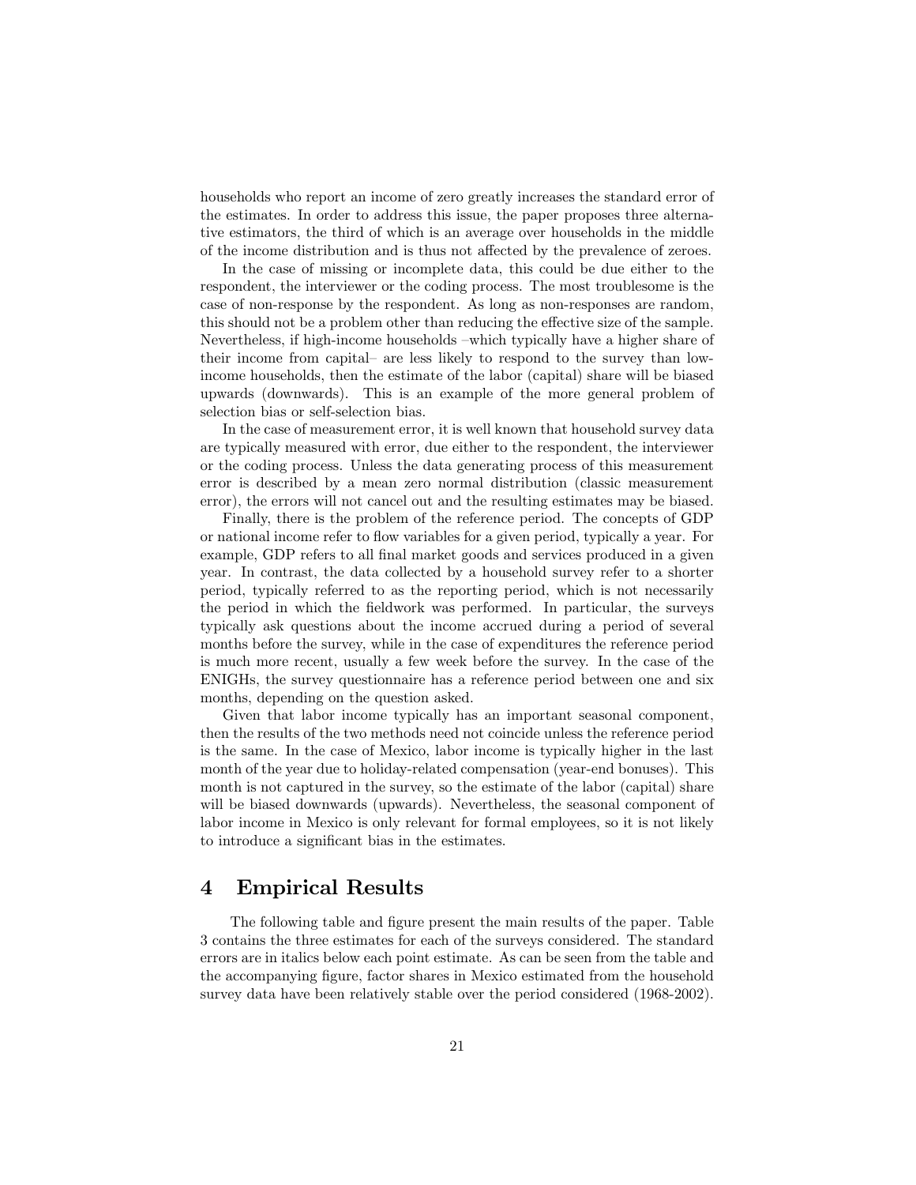households who report an income of zero greatly increases the standard error of the estimates. In order to address this issue, the paper proposes three alternative estimators, the third of which is an average over households in the middle of the income distribution and is thus not affected by the prevalence of zeroes.

In the case of missing or incomplete data, this could be due either to the respondent, the interviewer or the coding process. The most troublesome is the case of non-response by the respondent. As long as non-responses are random, this should not be a problem other than reducing the effective size of the sample. Nevertheless, if high-income households –which typically have a higher share of their income from capital– are less likely to respond to the survey than low-income households, then the estimate of the labor (capital) share will be biased upwards (downwards). This is an example of the more general problem of selection bias or self-selection bias.

In the case of measurement error, it is well known that household survey data are typically measured with error, due either to the respondent, the interviewer or the coding process. Unless the data generating process of this measurement error is described by a mean zero normal distribution (classic measurement error), the errors will not cancel out and the resulting estimates may be biased.

Finally, there is the problem of the reference period. The concepts of GDP or national income refer to flow variables for a given period, typically a year. For example, GDP refers to all final market goods and services produced in a given year. In contrast, the data collected by a household survey refer to a shorter period, typically referred to as the reporting period, which is not necessarily the period in which the fieldwork was performed. In particular, the surveys typically ask questions about the income accrued during a period of several months before the survey, while in the case of expenditures the reference period is much more recent, usually a few week before the survey. In the case of the ENIGHs, the survey questionnaire has a reference period between one and six months, depending on the question asked.

Given that labor income typically has an important seasonal component, then the results of the two methods need not coincide unless the reference period is the same. In the case of Mexico, labor income is typically higher in the last month of the year due to holiday-related compensation (year-end bonuses). This month is not captured in the survey, so the estimate of the labor (capital) share will be biased downwards (upwards). Nevertheless, the seasonal component of labor income in Mexico is only relevant for formal employees, so it is not likely to introduce a significant bias in the estimates.

## 4 Empirical Results

The following table and figure present the main results of the paper. Table 3 contains the three estimates for each of the surveys considered. The standard errors are in italics below each point estimate. As can be seen from the table and the accompanying figure, factor shares in Mexico estimated from the household survey data have been relatively stable over the period considered (1968-2002).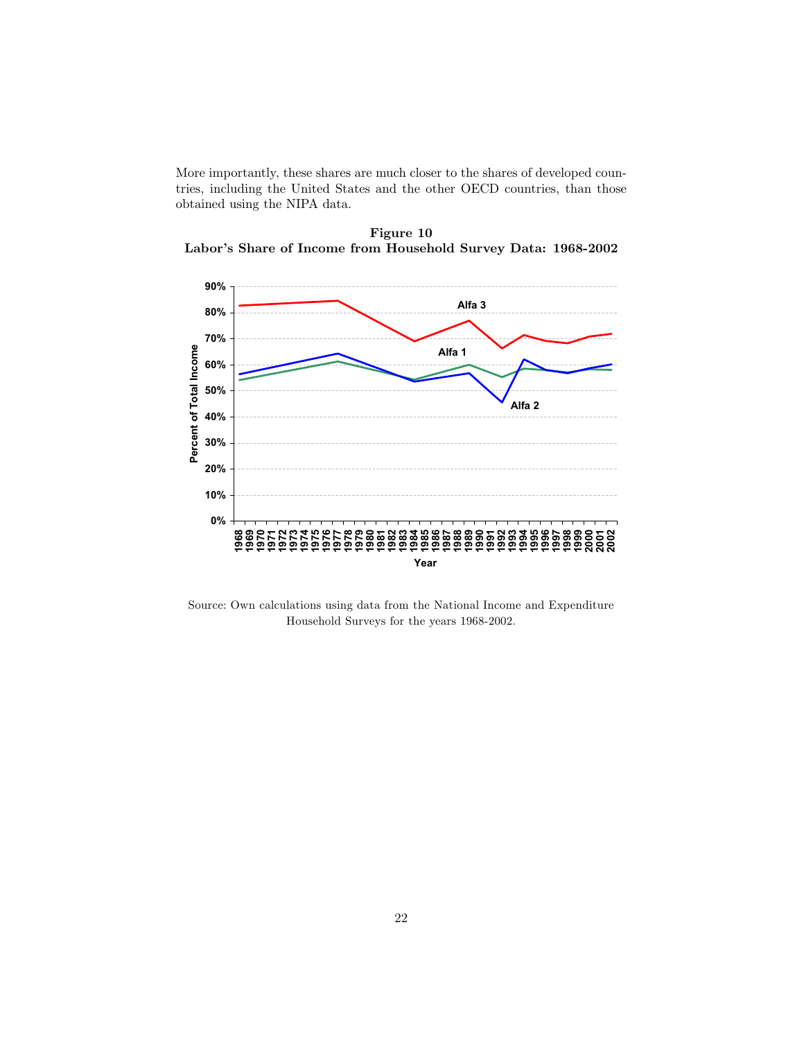More importantly, these shares are much closer to the shares of developed countries, including the United States and the other OECD countries, than those obtained using the NIPA data.

**Figure 10**
**Labor's Share of Income from Household Survey Data: 1968-2002**

Source: Own calculations using data from the National Income and Expenditure Household Surveys for the years 1968-2002.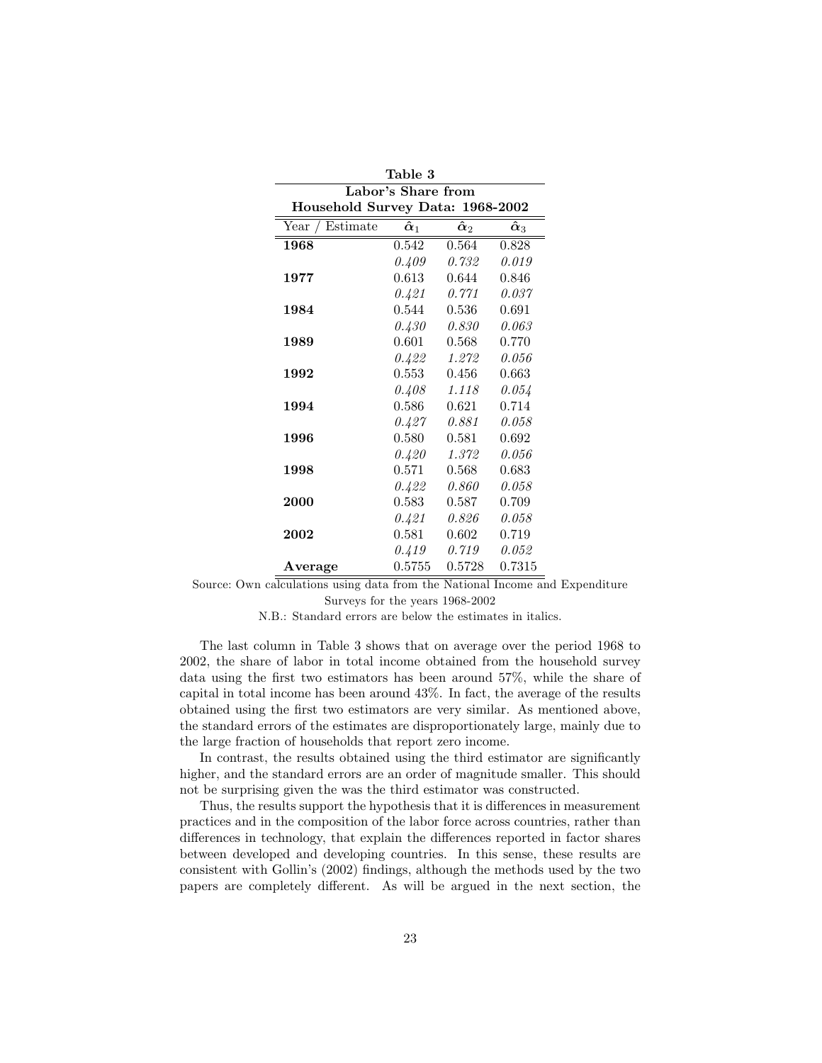**Table 3**
**Labor's Share from**
**Household Survey Data: 1968-2002**

| Year / Estimate | $\hat{\alpha}_1$ | $\hat{\alpha}_2$ | $\hat{\alpha}_3$ |
|---|---|---|---|
| **1968** | 0.542 | 0.564 | 0.828 |
| | *0.409* | *0.732* | *0.019* |
| **1977** | 0.613 | 0.644 | 0.846 |
| | *0.421* | *0.771* | *0.037* |
| **1984** | 0.544 | 0.536 | 0.691 |
| | *0.430* | *0.830* | *0.063* |
| **1989** | 0.601 | 0.568 | 0.770 |
| | *0.422* | *1.272* | *0.056* |
| **1992** | 0.553 | 0.456 | 0.663 |
| | *0.408* | *1.118* | *0.054* |
| **1994** | 0.586 | 0.621 | 0.714 |
| | *0.427* | *0.881* | *0.058* |
| **1996** | 0.580 | 0.581 | 0.692 |
| | *0.420* | *1.372* | *0.056* |
| **1998** | 0.571 | 0.568 | 0.683 |
| | *0.422* | *0.860* | *0.058* |
| **2000** | 0.583 | 0.587 | 0.709 |
| | *0.421* | *0.826* | *0.058* |
| **2002** | 0.581 | 0.602 | 0.719 |
| | *0.419* | *0.719* | *0.052* |
| **Average** | 0.5755 | 0.5728 | 0.7315 |

Source: Own calculations using data from the National Income and Expenditure Surveys for the years 1968-2002

N.B.: Standard errors are below the estimates in italics.

The last column in Table 3 shows that on average over the period 1968 to 2002, the share of labor in total income obtained from the household survey data using the first two estimators has been around 57%, while the share of capital in total income has been around 43%. In fact, the average of the results obtained using the first two estimators are very similar. As mentioned above, the standard errors of the estimates are disproportionately large, mainly due to the large fraction of households that report zero income.

In contrast, the results obtained using the third estimator are significantly higher, and the standard errors are an order of magnitude smaller. This should not be surprising given the was the third estimator was constructed.

Thus, the results support the hypothesis that it is differences in measurement practices and in the composition of the labor force across countries, rather than differences in technology, that explain the differences reported in factor shares between developed and developing countries. In this sense, these results are consistent with Gollin's (2002) findings, although the methods used by the two papers are completely different. As will be argued in the next section, the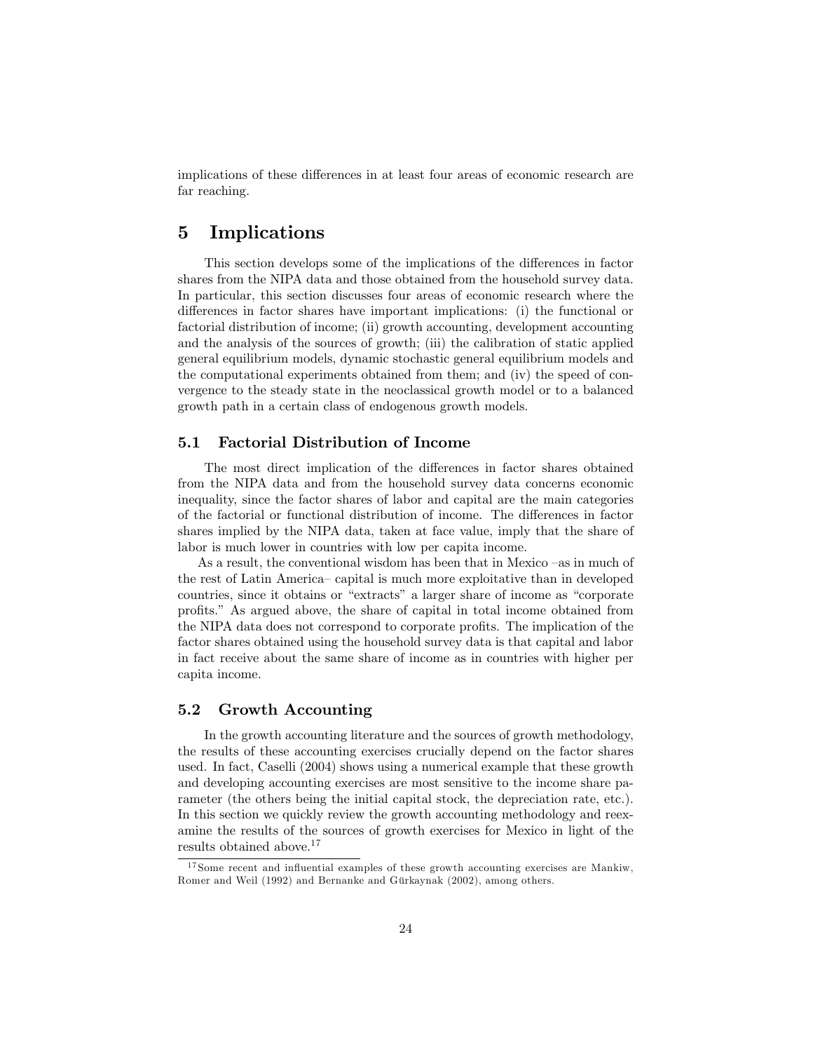implications of these differences in at least four areas of economic research are far reaching.

# 5 Implications

This section develops some of the implications of the differences in factor shares from the NIPA data and those obtained from the household survey data. In particular, this section discusses four areas of economic research where the differences in factor shares have important implications: (i) the functional or factorial distribution of income; (ii) growth accounting, development accounting and the analysis of the sources of growth; (iii) the calibration of static applied general equilibrium models, dynamic stochastic general equilibrium models and the computational experiments obtained from them; and (iv) the speed of convergence to the steady state in the neoclassical growth model or to a balanced growth path in a certain class of endogenous growth models.

## 5.1 Factorial Distribution of Income

The most direct implication of the differences in factor shares obtained from the NIPA data and from the household survey data concerns economic inequality, since the factor shares of labor and capital are the main categories of the factorial or functional distribution of income. The differences in factor shares implied by the NIPA data, taken at face value, imply that the share of labor is much lower in countries with low per capita income.

As a result, the conventional wisdom has been that in Mexico –as in much of the rest of Latin America– capital is much more exploitative than in developed countries, since it obtains or "extracts" a larger share of income as "corporate profits." As argued above, the share of capital in total income obtained from the NIPA data does not correspond to corporate profits. The implication of the factor shares obtained using the household survey data is that capital and labor in fact receive about the same share of income as in countries with higher per capita income.

## 5.2 Growth Accounting

In the growth accounting literature and the sources of growth methodology, the results of these accounting exercises crucially depend on the factor shares used. In fact, Caselli (2004) shows using a numerical example that these growth and developing accounting exercises are most sensitive to the income share parameter (the others being the initial capital stock, the depreciation rate, etc.). In this section we quickly review the growth accounting methodology and reexamine the results of the sources of growth exercises for Mexico in light of the results obtained above.[17]

[17] Some recent and influential examples of these growth accounting exercises are Mankiw, Romer and Weil (1992) and Bernanke and Gürkaynak (2002), among others.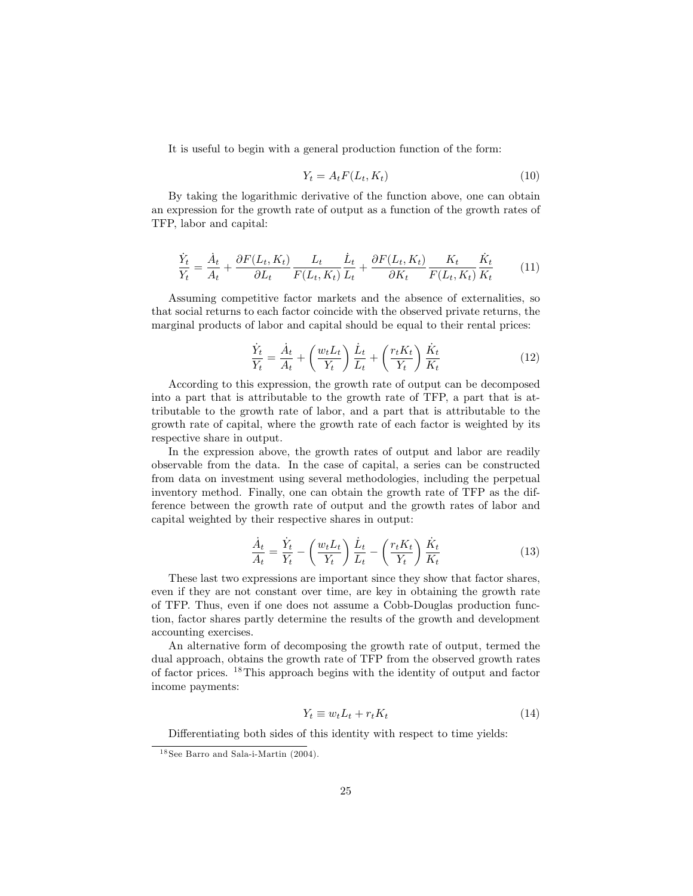It is useful to begin with a general production function of the form:

$$Y_t = A_t F(L_t, K_t) \tag{10}$$

By taking the logarithmic derivative of the function above, one can obtain an expression for the growth rate of output as a function of the growth rates of TFP, labor and capital:

$$\frac{\dot{Y}_t}{Y_t} = \frac{\dot{A}_t}{A_t} + \frac{\partial F(L_t, K_t)}{\partial L_t} \frac{L_t}{F(L_t, K_t)} \frac{\dot{L}_t}{L_t} + \frac{\partial F(L_t, K_t)}{\partial K_t} \frac{K_t}{F(L_t, K_t)} \frac{\dot{K}_t}{K_t} \tag{11}$$

Assuming competitive factor markets and the absence of externalities, so that social returns to each factor coincide with the observed private returns, the marginal products of labor and capital should be equal to their rental prices:

$$\frac{\dot{Y}_t}{Y_t} = \frac{\dot{A}_t}{A_t} + \left(\frac{w_t L_t}{Y_t}\right) \frac{\dot{L}_t}{L_t} + \left(\frac{r_t K_t}{Y_t}\right) \frac{\dot{K}_t}{K_t} \tag{12}$$

According to this expression, the growth rate of output can be decomposed into a part that is attributable to the growth rate of TFP, a part that is attributable to the growth rate of labor, and a part that is attributable to the growth rate of capital, where the growth rate of each factor is weighted by its respective share in output.

In the expression above, the growth rates of output and labor are readily observable from the data. In the case of capital, a series can be constructed from data on investment using several methodologies, including the perpetual inventory method. Finally, one can obtain the growth rate of TFP as the difference between the growth rate of output and the growth rates of labor and capital weighted by their respective shares in output:

$$\frac{\dot{A}_t}{A_t} = \frac{\dot{Y}_t}{Y_t} - \left(\frac{w_t L_t}{Y_t}\right) \frac{\dot{L}_t}{L_t} - \left(\frac{r_t K_t}{Y_t}\right) \frac{\dot{K}_t}{K_t} \tag{13}$$

These last two expressions are important since they show that factor shares, even if they are not constant over time, are key in obtaining the growth rate of TFP. Thus, even if one does not assume a Cobb-Douglas production function, factor shares partly determine the results of the growth and development accounting exercises.

An alternative form of decomposing the growth rate of output, termed the dual approach, obtains the growth rate of TFP from the observed growth rates of factor prices. [18] This approach begins with the identity of output and factor income payments:

$$Y_t \equiv w_t L_t + r_t K_t \tag{14}$$

Differentiating both sides of this identity with respect to time yields:

[18] See Barro and Sala-i-Martin (2004).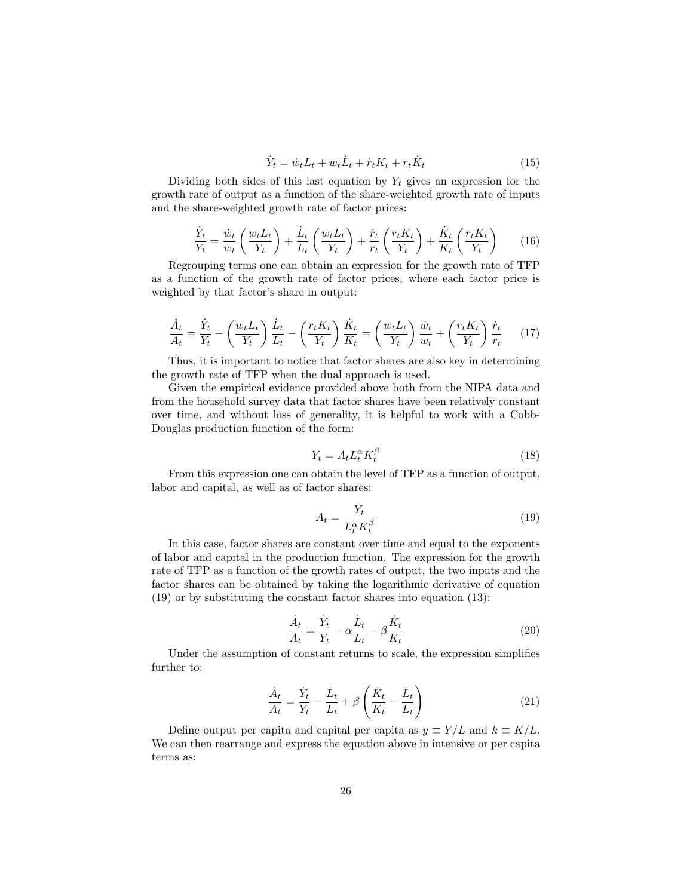$$\dot{Y}_t = \dot{w}_t L_t + w_t \dot{L}_t + \dot{r}_t K_t + r_t \dot{K}_t \tag{15}$$

Dividing both sides of this last equation by $Y_t$ gives an expression for the growth rate of output as a function of the share-weighted growth rate of inputs and the share-weighted growth rate of factor prices:

$$\frac{\dot{Y}_t}{Y_t} = \frac{\dot{w}_t}{w_t}\left(\frac{w_t L_t}{Y_t}\right) + \frac{\dot{L}_t}{L_t}\left(\frac{w_t L_t}{Y_t}\right) + \frac{\dot{r}_t}{r_t}\left(\frac{r_t K_t}{Y_t}\right) + \frac{\dot{K}_t}{K_t}\left(\frac{r_t K_t}{Y_t}\right) \tag{16}$$

Regrouping terms one can obtain an expression for the growth rate of TFP as a function of the growth rate of factor prices, where each factor price is weighted by that factor's share in output:

$$\frac{\dot{A}_t}{A_t} = \frac{\dot{Y}_t}{Y_t} - \left(\frac{w_t L_t}{Y_t}\right)\frac{\dot{L}_t}{L_t} - \left(\frac{r_t K_t}{Y_t}\right)\frac{\dot{K}_t}{K_t} = \left(\frac{w_t L_t}{Y_t}\right)\frac{\dot{w}_t}{w_t} + \left(\frac{r_t K_t}{Y_t}\right)\frac{\dot{r}_t}{r_t} \tag{17}$$

Thus, it is important to notice that factor shares are also key in determining the growth rate of TFP when the dual approach is used.

Given the empirical evidence provided above both from the NIPA data and from the household survey data that factor shares have been relatively constant over time, and without loss of generality, it is helpful to work with a Cobb-Douglas production function of the form:

$$Y_t = A_t L_t^{\alpha} K_t^{\beta} \tag{18}$$

From this expression one can obtain the level of TFP as a function of output, labor and capital, as well as of factor shares:

$$A_t = \frac{Y_t}{L_t^{\alpha} K_t^{\beta}} \tag{19}$$

In this case, factor shares are constant over time and equal to the exponents of labor and capital in the production function. The expression for the growth rate of TFP as a function of the growth rates of output, the two inputs and the factor shares can be obtained by taking the logarithmic derivative of equation (19) or by substituting the constant factor shares into equation (13):

$$\frac{\dot{A}_t}{A_t} = \frac{\dot{Y}_t}{Y_t} - \alpha\frac{\dot{L}_t}{L_t} - \beta\frac{\dot{K}_t}{K_t} \tag{20}$$

Under the assumption of constant returns to scale, the expression simplifies further to:

$$\frac{\dot{A}_t}{A_t} = \frac{\dot{Y}_t}{Y_t} - \frac{\dot{L}_t}{L_t} + \beta\left(\frac{\dot{K}_t}{K_t} - \frac{\dot{L}_t}{L_t}\right) \tag{21}$$

Define output per capita and capital per capita as $y \equiv Y/L$ and $k \equiv K/L$. We can then rearrange and express the equation above in intensive or per capita terms as: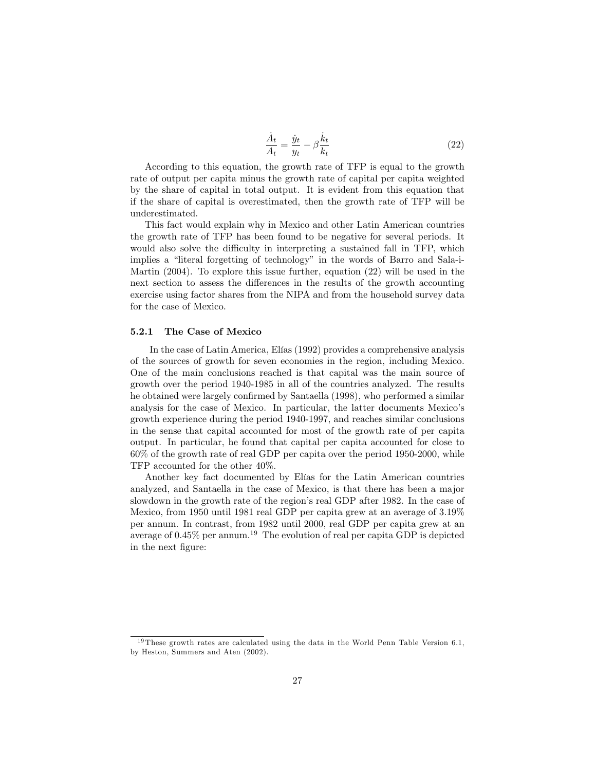$$\frac{\dot{A}_t}{A_t} = \frac{\dot{y}_t}{y_t} - \beta \frac{\dot{k}_t}{k_t} \tag{22}$$

According to this equation, the growth rate of TFP is equal to the growth rate of output per capita minus the growth rate of capital per capita weighted by the share of capital in total output. It is evident from this equation that if the share of capital is overestimated, then the growth rate of TFP will be underestimated.

This fact would explain why in Mexico and other Latin American countries the growth rate of TFP has been found to be negative for several periods. It would also solve the difficulty in interpreting a sustained fall in TFP, which implies a "literal forgetting of technology" in the words of Barro and Sala-i-Martin (2004). To explore this issue further, equation (22) will be used in the next section to assess the differences in the results of the growth accounting exercise using factor shares from the NIPA and from the household survey data for the case of Mexico.

#### 5.2.1 The Case of Mexico

In the case of Latin America, Elías (1992) provides a comprehensive analysis of the sources of growth for seven economies in the region, including Mexico. One of the main conclusions reached is that capital was the main source of growth over the period 1940-1985 in all of the countries analyzed. The results he obtained were largely confirmed by Santaella (1998), who performed a similar analysis for the case of Mexico. In particular, the latter documents Mexico's growth experience during the period 1940-1997, and reaches similar conclusions in the sense that capital accounted for most of the growth rate of per capita output. In particular, he found that capital per capita accounted for close to 60% of the growth rate of real GDP per capita over the period 1950-2000, while TFP accounted for the other 40%.

Another key fact documented by Elías for the Latin American countries analyzed, and Santaella in the case of Mexico, is that there has been a major slowdown in the growth rate of the region's real GDP after 1982. In the case of Mexico, from 1950 until 1981 real GDP per capita grew at an average of 3.19% per annum. In contrast, from 1982 until 2000, real GDP per capita grew at an average of 0.45% per annum.[19] The evolution of real per capita GDP is depicted in the next figure:

[19] These growth rates are calculated using the data in the World Penn Table Version 6.1, by Heston, Summers and Aten (2002).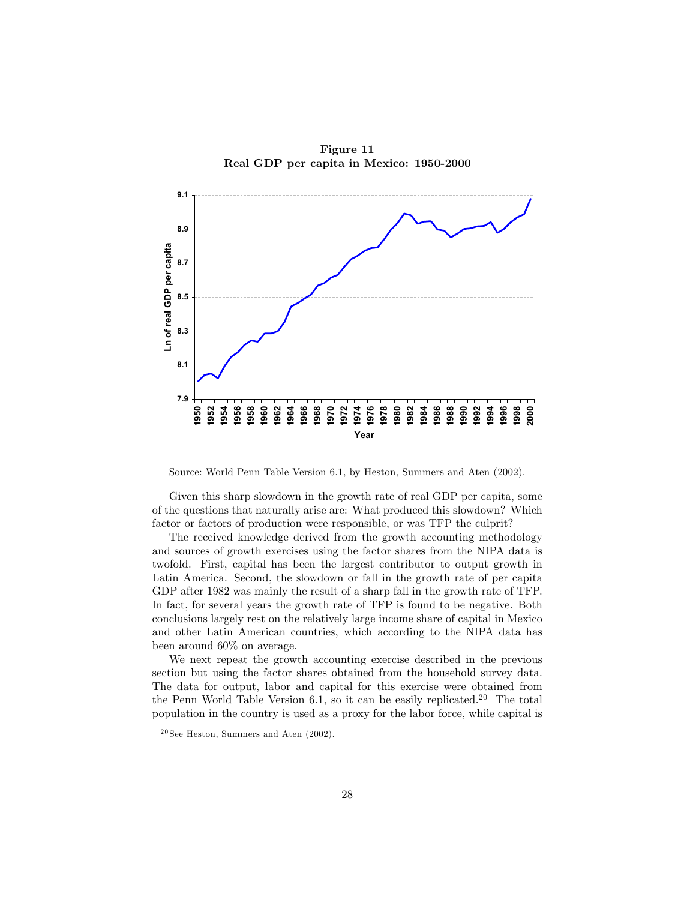**Figure 11**
**Real GDP per capita in Mexico: 1950-2000**

Source: World Penn Table Version 6.1, by Heston, Summers and Aten (2002).

Given this sharp slowdown in the growth rate of real GDP per capita, some of the questions that naturally arise are: What produced this slowdown? Which factor or factors of production were responsible, or was TFP the culprit?

The received knowledge derived from the growth accounting methodology and sources of growth exercises using the factor shares from the NIPA data is twofold. First, capital has been the largest contributor to output growth in Latin America. Second, the slowdown or fall in the growth rate of per capita GDP after 1982 was mainly the result of a sharp fall in the growth rate of TFP. In fact, for several years the growth rate of TFP is found to be negative. Both conclusions largely rest on the relatively large income share of capital in Mexico and other Latin American countries, which according to the NIPA data has been around 60% on average.

We next repeat the growth accounting exercise described in the previous section but using the factor shares obtained from the household survey data. The data for output, labor and capital for this exercise were obtained from the Penn World Table Version 6.1, so it can be easily replicated.[20] The total population in the country is used as a proxy for the labor force, while capital is

[20] See Heston, Summers and Aten (2002).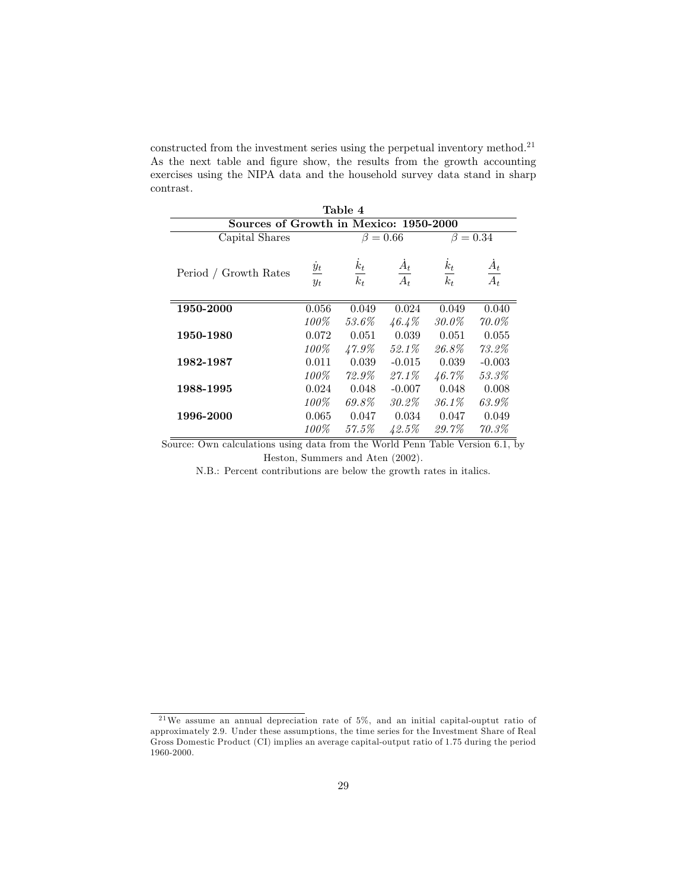constructed from the investment series using the perpetual inventory method.[21] As the next table and figure show, the results from the growth accounting exercises using the NIPA data and the household survey data stand in sharp contrast.

**Table 4**

**Sources of Growth in Mexico: 1950-2000**

| Capital Shares | | $\beta = 0.66$ | | $\beta = 0.34$ | |
|---|---|---|---|---|---|
| Period / Growth Rates | $\frac{\dot{y}_t}{y_t}$ | $\frac{\dot{k}_t}{k_t}$ | $\frac{\dot{A}_t}{A_t}$ | $\frac{\dot{k}_t}{k_t}$ | $\frac{\dot{A}_t}{A_t}$ |
| **1950-2000** | 0.056 | 0.049 | 0.024 | 0.049 | 0.040 |
| | *100%* | *53.6%* | *46.4%* | *30.0%* | *70.0%* |
| **1950-1980** | 0.072 | 0.051 | 0.039 | 0.051 | 0.055 |
| | *100%* | *47.9%* | *52.1%* | *26.8%* | *73.2%* |
| **1982-1987** | 0.011 | 0.039 | -0.015 | 0.039 | -0.003 |
| | *100%* | *72.9%* | *27.1%* | *46.7%* | *53.3%* |
| **1988-1995** | 0.024 | 0.048 | -0.007 | 0.048 | 0.008 |
| | *100%* | *69.8%* | *30.2%* | *36.1%* | *63.9%* |
| **1996-2000** | 0.065 | 0.047 | 0.034 | 0.047 | 0.049 |
| | *100%* | *57.5%* | *42.5%* | *29.7%* | *70.3%* |

Source: Own calculations using data from the World Penn Table Version 6.1, by Heston, Summers and Aten (2002).

N.B.: Percent contributions are below the growth rates in italics.

[21] We assume an annual depreciation rate of 5%, and an initial capital-ouptut ratio of approximately 2.9. Under these assumptions, the time series for the Investment Share of Real Gross Domestic Product (CI) implies an average capital-output ratio of 1.75 during the period 1960-2000.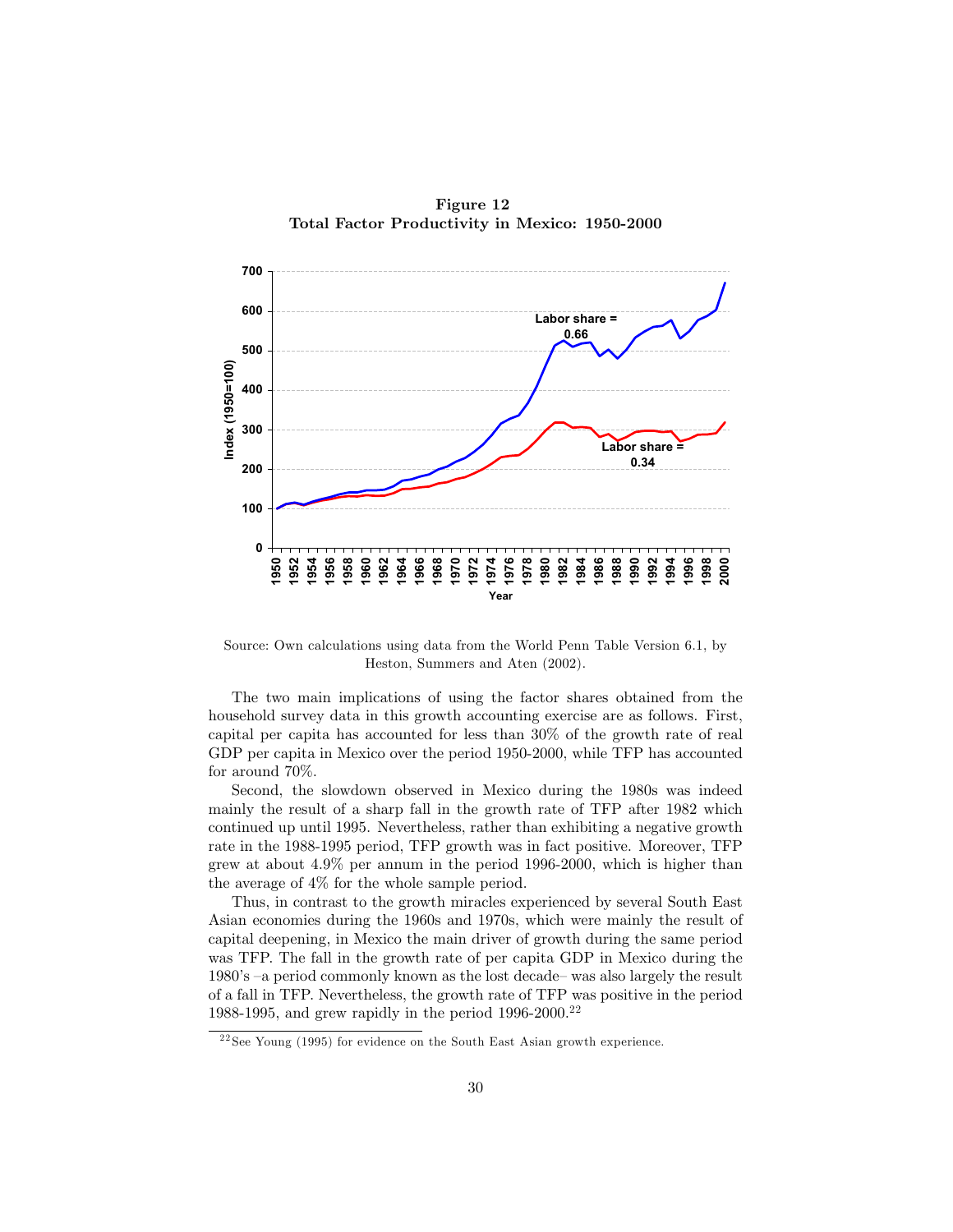**Figure 12**
**Total Factor Productivity in Mexico: 1950-2000**

Source: Own calculations using data from the World Penn Table Version 6.1, by Heston, Summers and Aten (2002).

The two main implications of using the factor shares obtained from the household survey data in this growth accounting exercise are as follows. First, capital per capita has accounted for less than 30% of the growth rate of real GDP per capita in Mexico over the period 1950-2000, while TFP has accounted for around 70%.

Second, the slowdown observed in Mexico during the 1980s was indeed mainly the result of a sharp fall in the growth rate of TFP after 1982 which continued up until 1995. Nevertheless, rather than exhibiting a negative growth rate in the 1988-1995 period, TFP growth was in fact positive. Moreover, TFP grew at about 4.9% per annum in the period 1996-2000, which is higher than the average of 4% for the whole sample period.

Thus, in contrast to the growth miracles experienced by several South East Asian economies during the 1960s and 1970s, which were mainly the result of capital deepening, in Mexico the main driver of growth during the same period was TFP. The fall in the growth rate of per capita GDP in Mexico during the 1980's –a period commonly known as the lost decade– was also largely the result of a fall in TFP. Nevertheless, the growth rate of TFP was positive in the period 1988-1995, and grew rapidly in the period 1996-2000.[22]

[22] See Young (1995) for evidence on the South East Asian growth experience.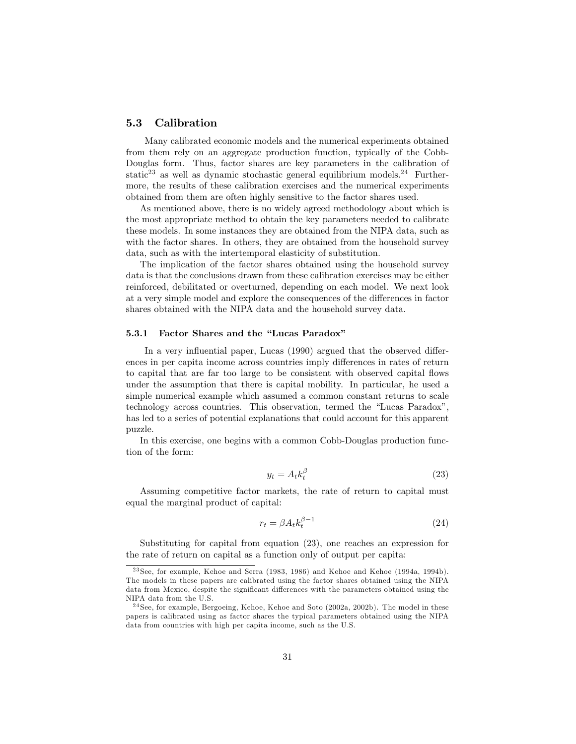### 5.3 Calibration

Many calibrated economic models and the numerical experiments obtained from them rely on an aggregate production function, typically of the Cobb-Douglas form. Thus, factor shares are key parameters in the calibration of static[23] as well as dynamic stochastic general equilibrium models.[24] Furthermore, the results of these calibration exercises and the numerical experiments obtained from them are often highly sensitive to the factor shares used.

As mentioned above, there is no widely agreed methodology about which is the most appropriate method to obtain the key parameters needed to calibrate these models. In some instances they are obtained from the NIPA data, such as with the factor shares. In others, they are obtained from the household survey data, such as with the intertemporal elasticity of substitution.

The implication of the factor shares obtained using the household survey data is that the conclusions drawn from these calibration exercises may be either reinforced, debilitated or overturned, depending on each model. We next look at a very simple model and explore the consequences of the differences in factor shares obtained with the NIPA data and the household survey data.

#### 5.3.1 Factor Shares and the "Lucas Paradox"

In a very influential paper, Lucas (1990) argued that the observed differences in per capita income across countries imply differences in rates of return to capital that are far too large to be consistent with observed capital flows under the assumption that there is capital mobility. In particular, he used a simple numerical example which assumed a common constant returns to scale technology across countries. This observation, termed the "Lucas Paradox", has led to a series of potential explanations that could account for this apparent puzzle.

In this exercise, one begins with a common Cobb-Douglas production function of the form:

$$y_t = A_t k_t^{\beta} \tag{23}$$

Assuming competitive factor markets, the rate of return to capital must equal the marginal product of capital:

$$r_t = \beta A_t k_t^{\beta - 1} \tag{24}$$

Substituting for capital from equation (23), one reaches an expression for the rate of return on capital as a function only of output per capita:

[23] See, for example, Kehoe and Serra (1983, 1986) and Kehoe and Kehoe (1994a, 1994b). The models in these papers are calibrated using the factor shares obtained using the NIPA data from Mexico, despite the significant differences with the parameters obtained using the NIPA data from the U.S.

[24] See, for example, Bergoeing, Kehoe, Kehoe and Soto (2002a, 2002b). The model in these papers is calibrated using as factor shares the typical parameters obtained using the NIPA data from countries with high per capita income, such as the U.S.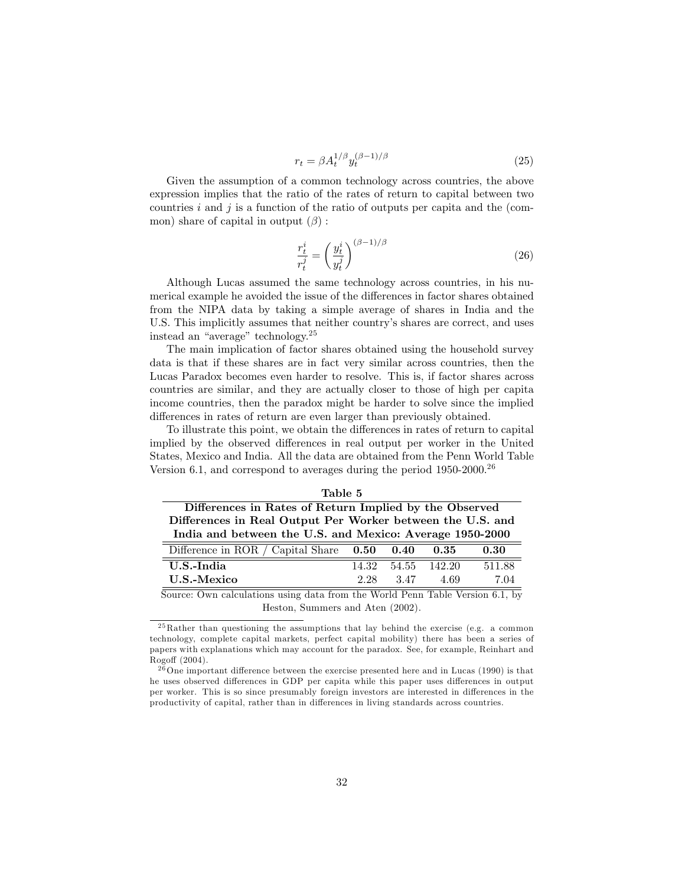$$r_t = \beta A_t^{1/\beta} y_t^{(\beta-1)/\beta} \tag{25}$$

Given the assumption of a common technology across countries, the above expression implies that the ratio of the rates of return to capital between two countries $i$ and $j$ is a function of the ratio of outputs per capita and the (common) share of capital in output ($\beta$) :

$$\frac{r_t^i}{r_t^j} = \left(\frac{y_t^i}{y_t^j}\right)^{(\beta-1)/\beta} \tag{26}$$

Although Lucas assumed the same technology across countries, in his numerical example he avoided the issue of the differences in factor shares obtained from the NIPA data by taking a simple average of shares in India and the U.S. This implicitly assumes that neither country's shares are correct, and uses instead an "average" technology.[25]

The main implication of factor shares obtained using the household survey data is that if these shares are in fact very similar across countries, then the Lucas Paradox becomes even harder to resolve. This is, if factor shares across countries are similar, and they are actually closer to those of high per capita income countries, then the paradox might be harder to solve since the implied differences in rates of return are even larger than previously obtained.

To illustrate this point, we obtain the differences in rates of return to capital implied by the observed differences in real output per worker in the United States, Mexico and India. All the data are obtained from the Penn World Table Version 6.1, and correspond to averages during the period 1950-2000.[26]

**Table 5**

**Differences in Rates of Return Implied by the Observed Differences in Real Output Per Worker between the U.S. and India and between the U.S. and Mexico: Average 1950-2000**

| Difference in ROR / Capital Share | **0.50** | **0.40** | **0.35** | **0.30** |
|---|---|---|---|---|
| **U.S.-India** | 14.32 | 54.55 | 142.20 | 511.88 |
| **U.S.-Mexico** | 2.28 | 3.47 | 4.69 | 7.04 |

Source: Own calculations using data from the World Penn Table Version 6.1, by Heston, Summers and Aten (2002).

[25] Rather than questioning the assumptions that lay behind the exercise (e.g. a common technology, complete capital markets, perfect capital mobility) there has been a series of papers with explanations which may account for the paradox. See, for example, Reinhart and Rogoff (2004).

[26] One important difference between the exercise presented here and in Lucas (1990) is that he uses observed differences in GDP per capita while this paper uses differences in output per worker. This is so since presumably foreign investors are interested in differences in the productivity of capital, rather than in differences in living standards across countries.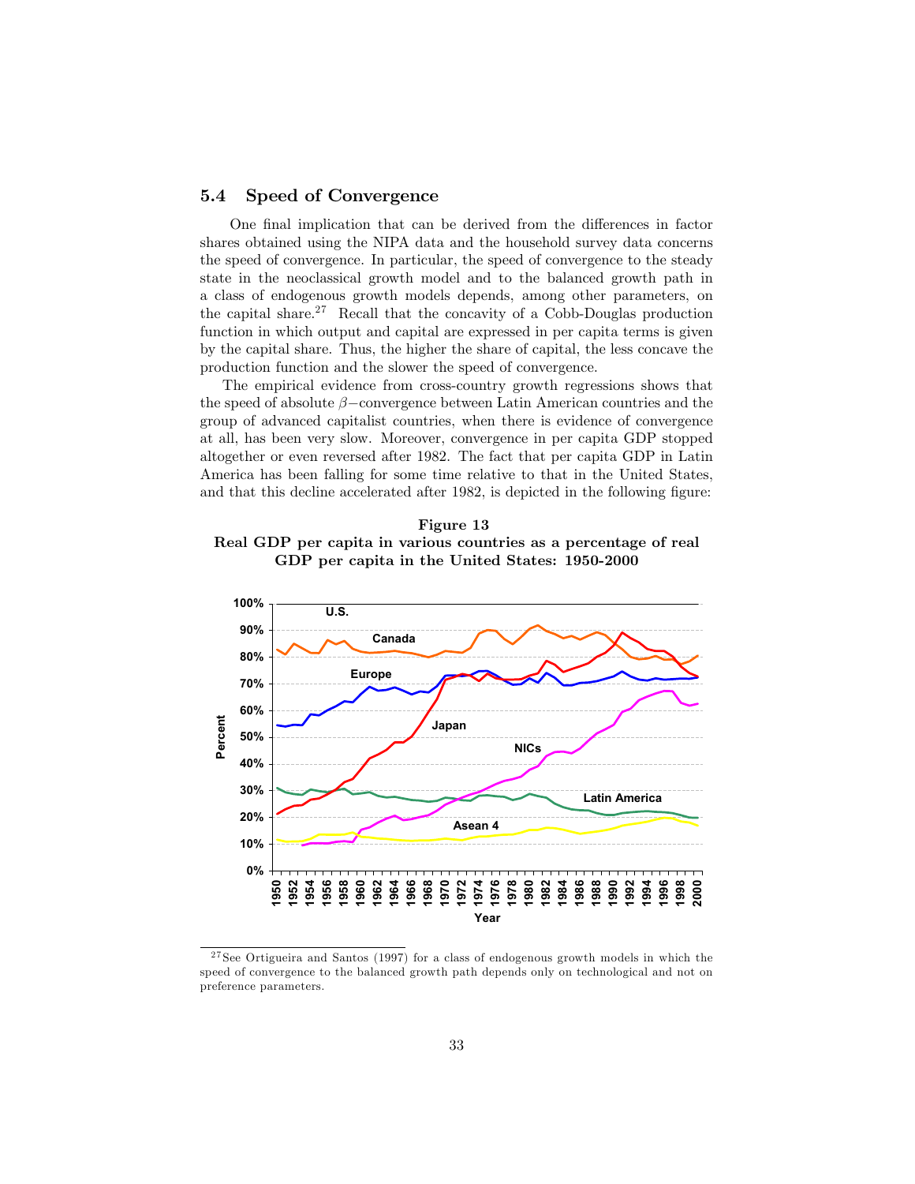## 5.4 Speed of Convergence

One final implication that can be derived from the differences in factor shares obtained using the NIPA data and the household survey data concerns the speed of convergence. In particular, the speed of convergence to the steady state in the neoclassical growth model and to the balanced growth path in a class of endogenous growth models depends, among other parameters, on the capital share.[27] Recall that the concavity of a Cobb-Douglas production function in which output and capital are expressed in per capita terms is given by the capital share. Thus, the higher the share of capital, the less concave the production function and the slower the speed of convergence.

The empirical evidence from cross-country growth regressions shows that the speed of absolute $\beta-$convergence between Latin American countries and the group of advanced capitalist countries, when there is evidence of convergence at all, has been very slow. Moreover, convergence in per capita GDP stopped altogether or even reversed after 1982. The fact that per capita GDP in Latin America has been falling for some time relative to that in the United States, and that this decline accelerated after 1982, is depicted in the following figure:

**Figure 13**
**Real GDP per capita in various countries as a percentage of real GDP per capita in the United States: 1950-2000**

[27] See Ortigueira and Santos (1997) for a class of endogenous growth models in which the speed of convergence to the balanced growth path depends only on technological and not on preference parameters.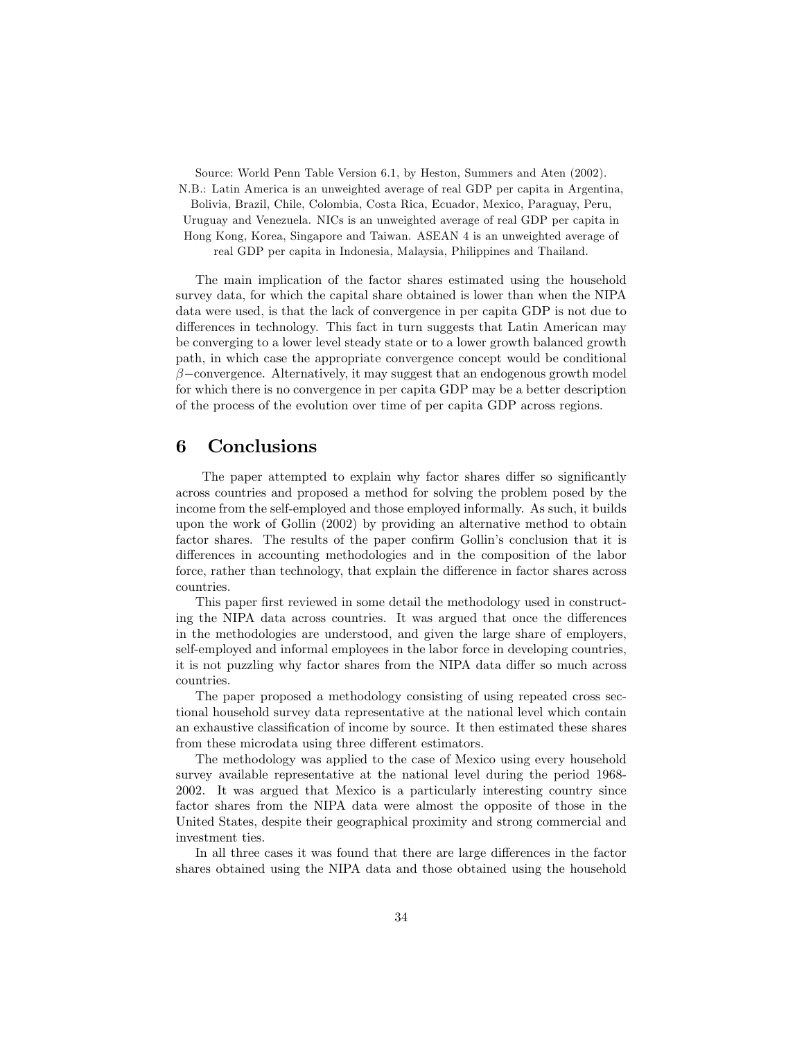Source: World Penn Table Version 6.1, by Heston, Summers and Aten (2002).
N.B.: Latin America is an unweighted average of real GDP per capita in Argentina, Bolivia, Brazil, Chile, Colombia, Costa Rica, Ecuador, Mexico, Paraguay, Peru, Uruguay and Venezuela. NICs is an unweighted average of real GDP per capita in Hong Kong, Korea, Singapore and Taiwan. ASEAN 4 is an unweighted average of real GDP per capita in Indonesia, Malaysia, Philippines and Thailand.

The main implication of the factor shares estimated using the household survey data, for which the capital share obtained is lower than when the NIPA data were used, is that the lack of convergence in per capita GDP is not due to differences in technology. This fact in turn suggests that Latin American may be converging to a lower level steady state or to a lower growth balanced growth path, in which case the appropriate convergence concept would be conditional $\beta-$convergence. Alternatively, it may suggest that an endogenous growth model for which there is no convergence in per capita GDP may be a better description of the process of the evolution over time of per capita GDP across regions.

# 6 Conclusions

The paper attempted to explain why factor shares differ so significantly across countries and proposed a method for solving the problem posed by the income from the self-employed and those employed informally. As such, it builds upon the work of Gollin (2002) by providing an alternative method to obtain factor shares. The results of the paper confirm Gollin's conclusion that it is differences in accounting methodologies and in the composition of the labor force, rather than technology, that explain the difference in factor shares across countries.

This paper first reviewed in some detail the methodology used in constructing the NIPA data across countries. It was argued that once the differences in the methodologies are understood, and given the large share of employers, self-employed and informal employees in the labor force in developing countries, it is not puzzling why factor shares from the NIPA data differ so much across countries.

The paper proposed a methodology consisting of using repeated cross sectional household survey data representative at the national level which contain an exhaustive classification of income by source. It then estimated these shares from these microdata using three different estimators.

The methodology was applied to the case of Mexico using every household survey available representative at the national level during the period 1968-2002. It was argued that Mexico is a particularly interesting country since factor shares from the NIPA data were almost the opposite of those in the United States, despite their geographical proximity and strong commercial and investment ties.

In all three cases it was found that there are large differences in the factor shares obtained using the NIPA data and those obtained using the household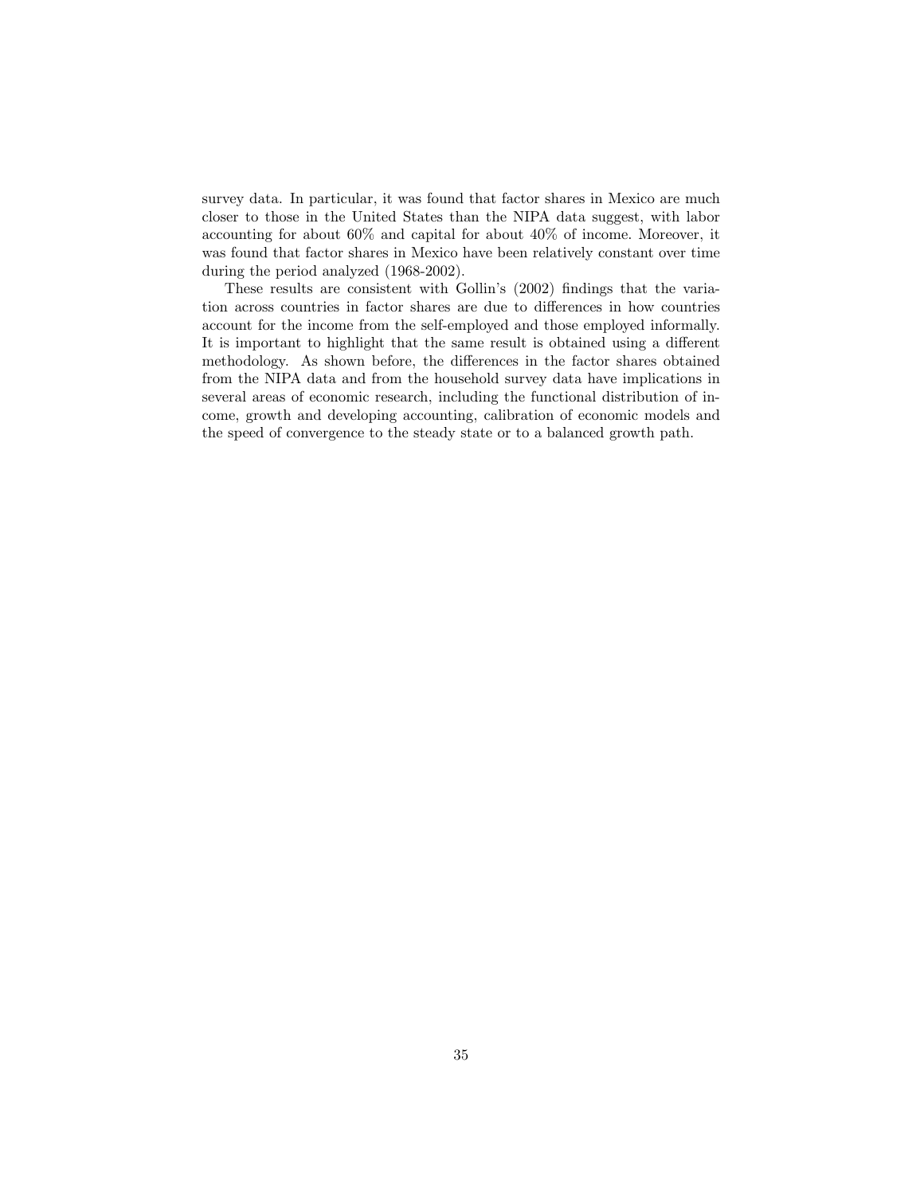survey data. In particular, it was found that factor shares in Mexico are much closer to those in the United States than the NIPA data suggest, with labor accounting for about 60% and capital for about 40% of income. Moreover, it was found that factor shares in Mexico have been relatively constant over time during the period analyzed (1968-2002).

These results are consistent with Gollin's (2002) findings that the variation across countries in factor shares are due to differences in how countries account for the income from the self-employed and those employed informally. It is important to highlight that the same result is obtained using a different methodology. As shown before, the differences in the factor shares obtained from the NIPA data and from the household survey data have implications in several areas of economic research, including the functional distribution of income, growth and developing accounting, calibration of economic models and the speed of convergence to the steady state or to a balanced growth path.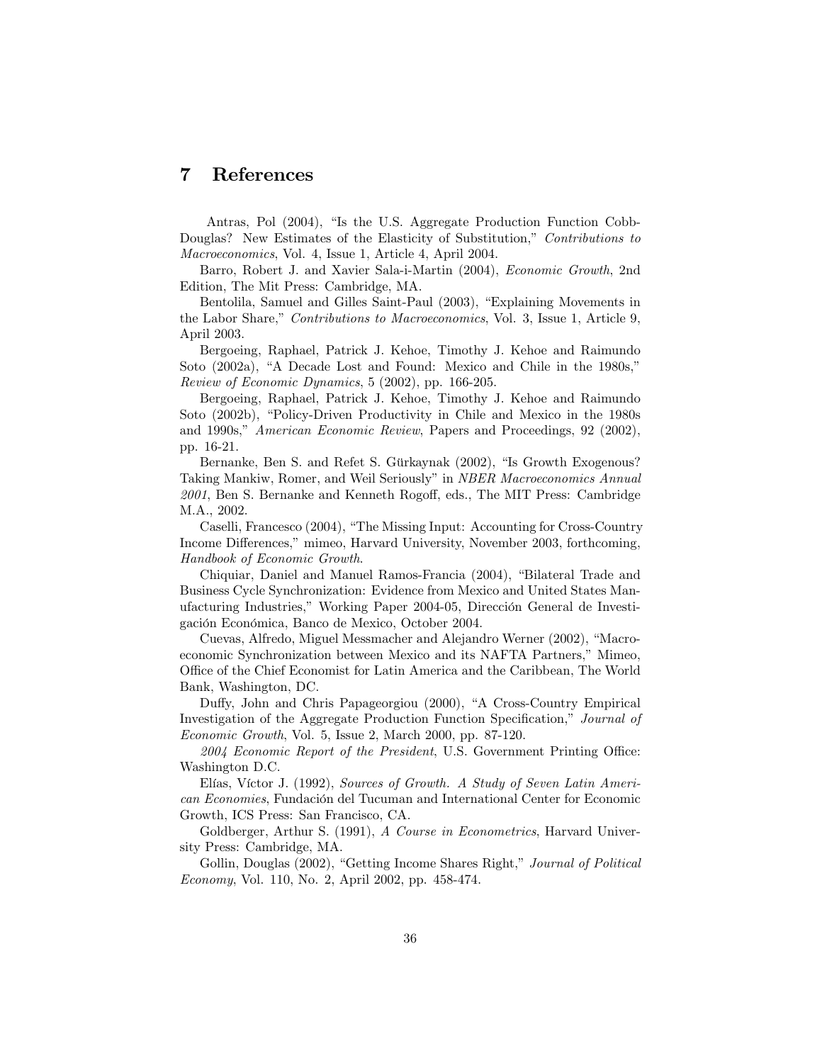## 7 References

Antras, Pol (2004), "Is the U.S. Aggregate Production Function Cobb-Douglas? New Estimates of the Elasticity of Substitution," *Contributions to Macroeconomics*, Vol. 4, Issue 1, Article 4, April 2004.

Barro, Robert J. and Xavier Sala-i-Martin (2004), *Economic Growth*, 2nd Edition, The Mit Press: Cambridge, MA.

Bentolila, Samuel and Gilles Saint-Paul (2003), "Explaining Movements in the Labor Share," *Contributions to Macroeconomics*, Vol. 3, Issue 1, Article 9, April 2003.

Bergoeing, Raphael, Patrick J. Kehoe, Timothy J. Kehoe and Raimundo Soto (2002a), "A Decade Lost and Found: Mexico and Chile in the 1980s," *Review of Economic Dynamics*, 5 (2002), pp. 166-205.

Bergoeing, Raphael, Patrick J. Kehoe, Timothy J. Kehoe and Raimundo Soto (2002b), "Policy-Driven Productivity in Chile and Mexico in the 1980s and 1990s," *American Economic Review*, Papers and Proceedings, 92 (2002), pp. 16-21.

Bernanke, Ben S. and Refet S. Gürkaynak (2002), "Is Growth Exogenous? Taking Mankiw, Romer, and Weil Seriously" in *NBER Macroeconomics Annual 2001*, Ben S. Bernanke and Kenneth Rogoff, eds., The MIT Press: Cambridge M.A., 2002.

Caselli, Francesco (2004), "The Missing Input: Accounting for Cross-Country Income Differences," mimeo, Harvard University, November 2003, forthcoming, *Handbook of Economic Growth*.

Chiquiar, Daniel and Manuel Ramos-Francia (2004), "Bilateral Trade and Business Cycle Synchronization: Evidence from Mexico and United States Manufacturing Industries," Working Paper 2004-05, Dirección General de Investigación Económica, Banco de Mexico, October 2004.

Cuevas, Alfredo, Miguel Messmacher and Alejandro Werner (2002), "Macroeconomic Synchronization between Mexico and its NAFTA Partners," Mimeo, Office of the Chief Economist for Latin America and the Caribbean, The World Bank, Washington, DC.

Duffy, John and Chris Papageorgiou (2000), "A Cross-Country Empirical Investigation of the Aggregate Production Function Specification," *Journal of Economic Growth*, Vol. 5, Issue 2, March 2000, pp. 87-120.

*2004 Economic Report of the President*, U.S. Government Printing Office: Washington D.C.

Elías, Víctor J. (1992), *Sources of Growth. A Study of Seven Latin American Economies*, Fundación del Tucuman and International Center for Economic Growth, ICS Press: San Francisco, CA.

Goldberger, Arthur S. (1991), *A Course in Econometrics*, Harvard University Press: Cambridge, MA.

Gollin, Douglas (2002), "Getting Income Shares Right," *Journal of Political Economy*, Vol. 110, No. 2, April 2002, pp. 458-474.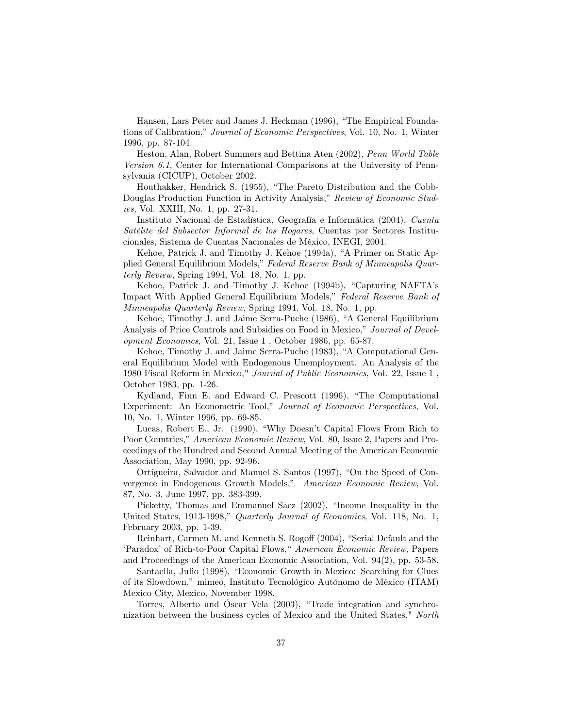Hansen, Lars Peter and James J. Heckman (1996), "The Empirical Foundations of Calibration," *Journal of Economic Perspectives*, Vol. 10, No. 1, Winter 1996, pp. 87-104.

Heston, Alan, Robert Summers and Bettina Aten (2002), *Penn World Table Version 6.1*, Center for International Comparisons at the University of Pennsylvania (CICUP), October 2002.

Houthakker, Hendrick S. (1955), "The Pareto Distribution and the Cobb-Douglas Production Function in Activity Analysis," *Review of Economic Studies*, Vol. XXIII, No. 1, pp. 27-31.

Instituto Nacional de Estadística, Geografía e Informática (2004), *Cuenta Satélite del Subsector Informal de los Hogares*, Cuentas por Sectores Institucionales, Sistema de Cuentas Nacionales de México, INEGI, 2004.

Kehoe, Patrick J. and Timothy J. Kehoe (1994a), "A Primer on Static Applied General Equilibrium Models," *Federal Reserve Bank of Minneapolis Quarterly Review*, Spring 1994, Vol. 18, No. 1, pp.

Kehoe, Patrick J. and Timothy J. Kehoe (1994b), "Capturing NAFTA's Impact With Applied General Equilibrium Models," *Federal Reserve Bank of Minneapolis Quarterly Review*, Spring 1994, Vol. 18, No. 1, pp.

Kehoe, Timothy J. and Jaime Serra-Puche (1986), "A General Equilibrium Analysis of Price Controls and Subsidies on Food in Mexico," *Journal of Development Economics*, Vol. 21, Issue 1 , October 1986, pp. 65-87.

Kehoe, Timothy J. and Jaime Serra-Puche (1983), "A Computational General Equilibrium Model with Endogenous Unemployment. An Analysis of the 1980 Fiscal Reform in Mexico," *Journal of Public Economics*, Vol. 22, Issue 1 , October 1983, pp. 1-26.

Kydland, Finn E. and Edward C. Prescott (1996), "The Computational Experiment: An Econometric Tool," *Journal of Economic Perspectives*, Vol. 10, No. 1, Winter 1996, pp. 69-85.

Lucas, Robert E., Jr. (1990), "Why Doesn't Capital Flows From Rich to Poor Countries," *American Economic Review*, Vol. 80, Issue 2, Papers and Proceedings of the Hundred and Second Annual Meeting of the American Economic Association, May 1990, pp. 92-96.

Ortigueira, Salvador and Manuel S. Santos (1997), "On the Speed of Convergence in Endogenous Growth Models," *American Economic Review*, Vol. 87, No. 3, June 1997, pp. 383-399.

Picketty, Thomas and Emmanuel Saez (2002), "Income Inequality in the United States, 1913-1998," *Quarterly Journal of Economics*, Vol. 118, No. 1, February 2003, pp. 1-39.

Reinhart, Carmen M. and Kenneth S. Rogoff (2004), "Serial Default and the 'Paradox' of Rich-to-Poor Capital Flows," *American Economic Review*, Papers and Proceedings of the American Economic Association, Vol. 94(2), pp. 53-58.

Santaella, Julio (1998), "Economic Growth in Mexico: Searching for Clues of its Slowdown," mimeo, Instituto Tecnológico Autónomo de México (ITAM) Mexico City, Mexico, November 1998.

Torres, Alberto and Óscar Vela (2003), "Trade integration and synchronization between the business cycles of Mexico and the United States," *North*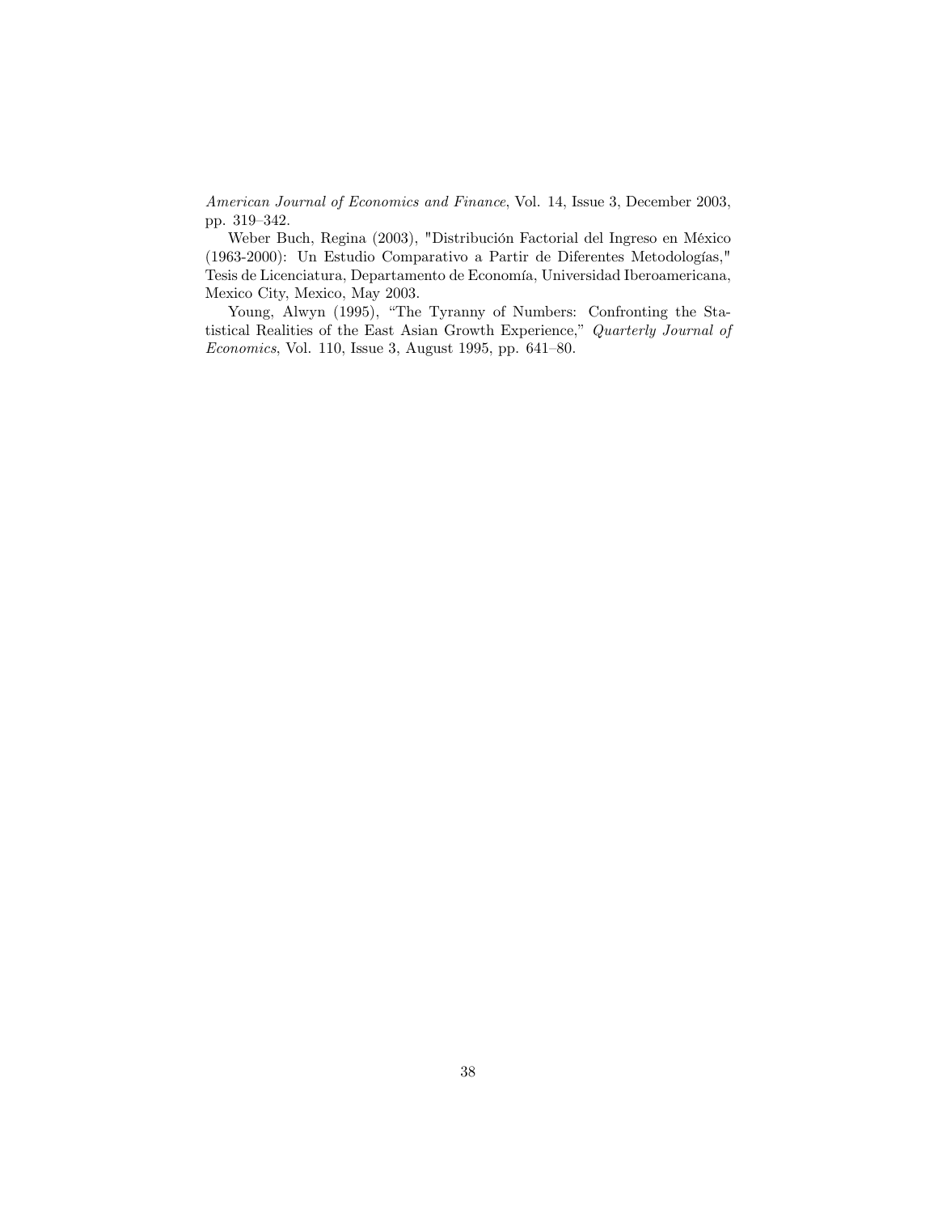*American Journal of Economics and Finance*, Vol. 14, Issue 3, December 2003, pp. 319–342.

Weber Buch, Regina (2003), "Distribución Factorial del Ingreso en México (1963-2000): Un Estudio Comparativo a Partir de Diferentes Metodologías," Tesis de Licenciatura, Departamento de Economía, Universidad Iberoamericana, Mexico City, Mexico, May 2003.

Young, Alwyn (1995), "The Tyranny of Numbers: Confronting the Statistical Realities of the East Asian Growth Experience," *Quarterly Journal of Economics*, Vol. 110, Issue 3, August 1995, pp. 641–80.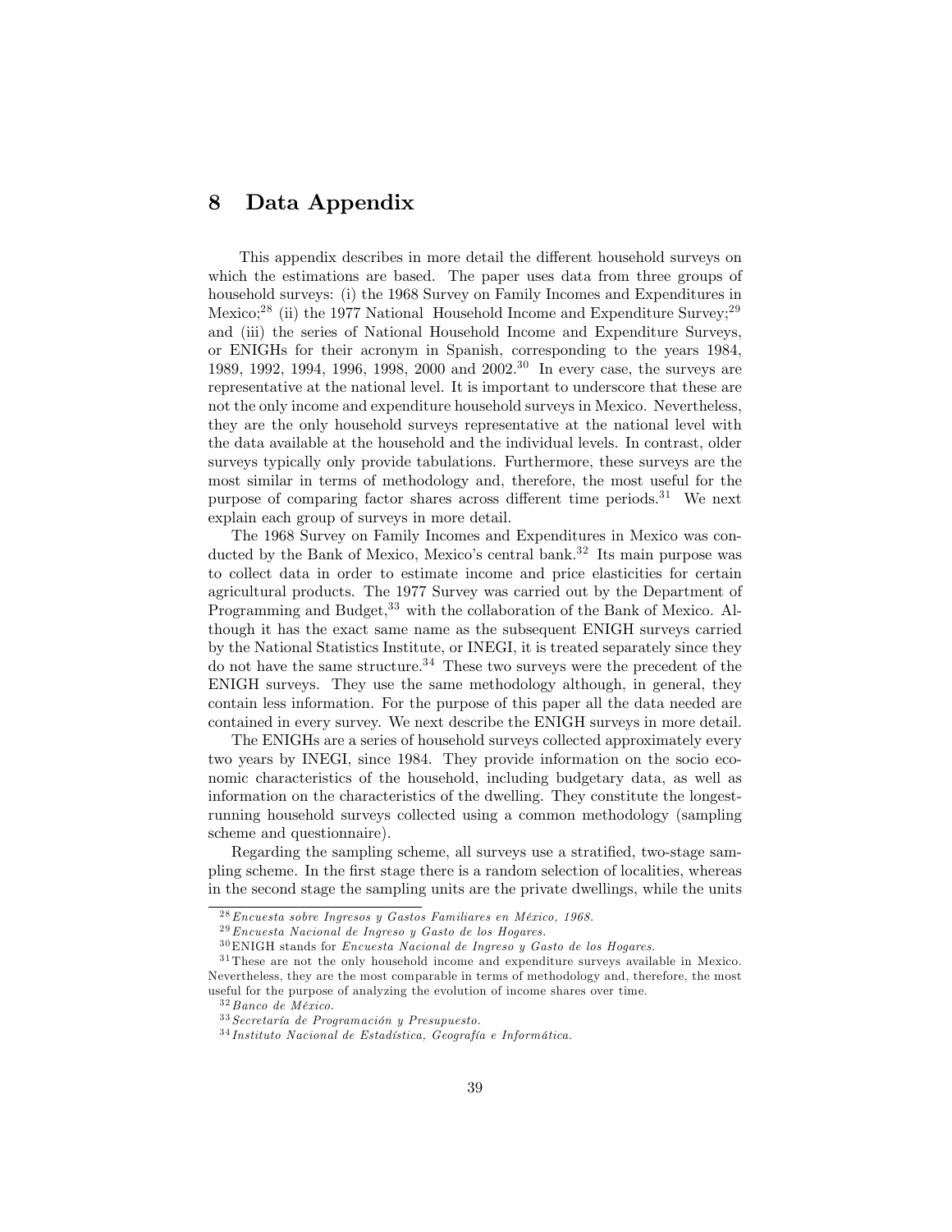# 8 Data Appendix

This appendix describes in more detail the different household surveys on which the estimations are based. The paper uses data from three groups of household surveys: (i) the 1968 Survey on Family Incomes and Expenditures in Mexico;[28] (ii) the 1977 National Household Income and Expenditure Survey;[29] and (iii) the series of National Household Income and Expenditure Surveys, or ENIGHs for their acronym in Spanish, corresponding to the years 1984, 1989, 1992, 1994, 1996, 1998, 2000 and 2002.[30] In every case, the surveys are representative at the national level. It is important to underscore that these are not the only income and expenditure household surveys in Mexico. Nevertheless, they are the only household surveys representative at the national level with the data available at the household and the individual levels. In contrast, older surveys typically only provide tabulations. Furthermore, these surveys are the most similar in terms of methodology and, therefore, the most useful for the purpose of comparing factor shares across different time periods.[31] We next explain each group of surveys in more detail.

The 1968 Survey on Family Incomes and Expenditures in Mexico was conducted by the Bank of Mexico, Mexico's central bank.[32] Its main purpose was to collect data in order to estimate income and price elasticities for certain agricultural products. The 1977 Survey was carried out by the Department of Programming and Budget,[33] with the collaboration of the Bank of Mexico. Although it has the exact same name as the subsequent ENIGH surveys carried by the National Statistics Institute, or INEGI, it is treated separately since they do not have the same structure.[34] These two surveys were the precedent of the ENIGH surveys. They use the same methodology although, in general, they contain less information. For the purpose of this paper all the data needed are contained in every survey. We next describe the ENIGH surveys in more detail.

The ENIGHs are a series of household surveys collected approximately every two years by INEGI, since 1984. They provide information on the socio economic characteristics of the household, including budgetary data, as well as information on the characteristics of the dwelling. They constitute the longest-running household surveys collected using a common methodology (sampling scheme and questionnaire).

Regarding the sampling scheme, all surveys use a stratified, two-stage sampling scheme. In the first stage there is a random selection of localities, whereas in the second stage the sampling units are the private dwellings, while the units

---

[28] *Encuesta sobre Ingresos y Gastos Familiares en México, 1968.*

[29] *Encuesta Nacional de Ingreso y Gasto de los Hogares.*

[30] ENIGH stands for *Encuesta Nacional de Ingreso y Gasto de los Hogares.*

[31] These are not the only household income and expenditure surveys available in Mexico. Nevertheless, they are the most comparable in terms of methodology and, therefore, the most useful for the purpose of analyzing the evolution of income shares over time.

[32] *Banco de México.*

[33] *Secretaría de Programación y Presupuesto.*

[34] *Instituto Nacional de Estadística, Geografía e Informática.*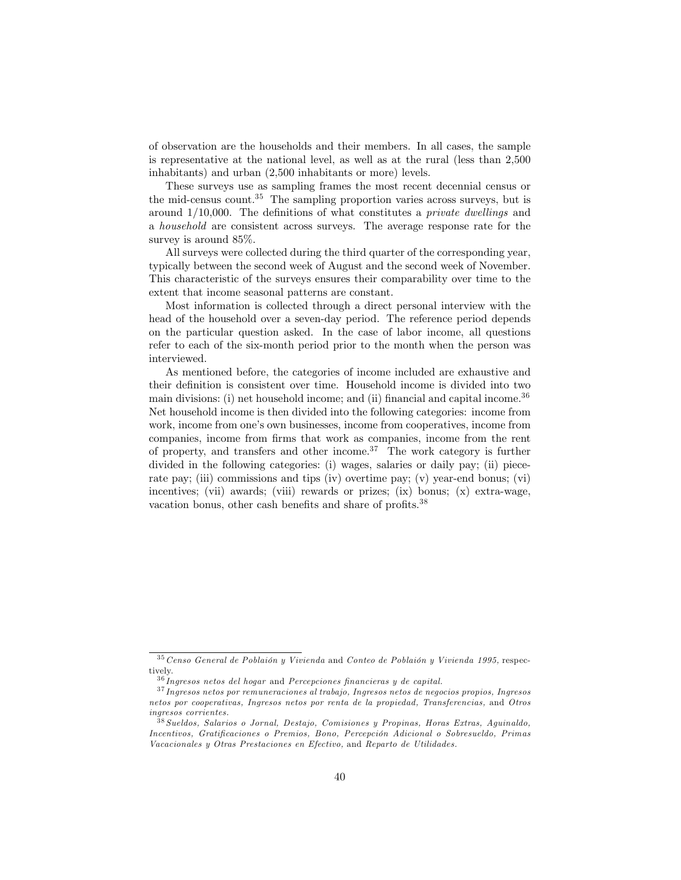of observation are the households and their members. In all cases, the sample is representative at the national level, as well as at the rural (less than 2,500 inhabitants) and urban (2,500 inhabitants or more) levels.

These surveys use as sampling frames the most recent decennial census or the mid-census count.[35] The sampling proportion varies across surveys, but is around 1/10,000. The definitions of what constitutes a *private dwellings* and a *household* are consistent across surveys. The average response rate for the survey is around 85%.

All surveys were collected during the third quarter of the corresponding year, typically between the second week of August and the second week of November. This characteristic of the surveys ensures their comparability over time to the extent that income seasonal patterns are constant.

Most information is collected through a direct personal interview with the head of the household over a seven-day period. The reference period depends on the particular question asked. In the case of labor income, all questions refer to each of the six-month period prior to the month when the person was interviewed.

As mentioned before, the categories of income included are exhaustive and their definition is consistent over time. Household income is divided into two main divisions: (i) net household income; and (ii) financial and capital income.[36] Net household income is then divided into the following categories: income from work, income from one's own businesses, income from cooperatives, income from companies, income from firms that work as companies, income from the rent of property, and transfers and other income.[37] The work category is further divided in the following categories: (i) wages, salaries or daily pay; (ii) piece-rate pay; (iii) commissions and tips (iv) overtime pay; (v) year-end bonus; (vi) incentives; (vii) awards; (viii) rewards or prizes; (ix) bonus; (x) extra-wage, vacation bonus, other cash benefits and share of profits.[38]

---

[35] *Censo General de Poblaión y Vivienda* and *Conteo de Poblaión y Vivienda 1995*, respectively.

[36] *Ingresos netos del hogar* and *Percepciones financieras y de capital.*

[37] *Ingresos netos por remuneraciones al trabajo, Ingresos netos de negocios propios, Ingresos netos por cooperativas, Ingresos netos por renta de la propiedad, Transferencias,* and *Otros ingresos corrientes.*

[38] *Sueldos, Salarios o Jornal, Destajo, Comisiones y Propinas, Horas Extras, Aguinaldo, Incentivos, Gratificaciones o Premios, Bono, Percepción Adicional o Sobresueldo, Primas Vacacionales y Otras Prestaciones en Efectivo,* and *Reparto de Utilidades.*